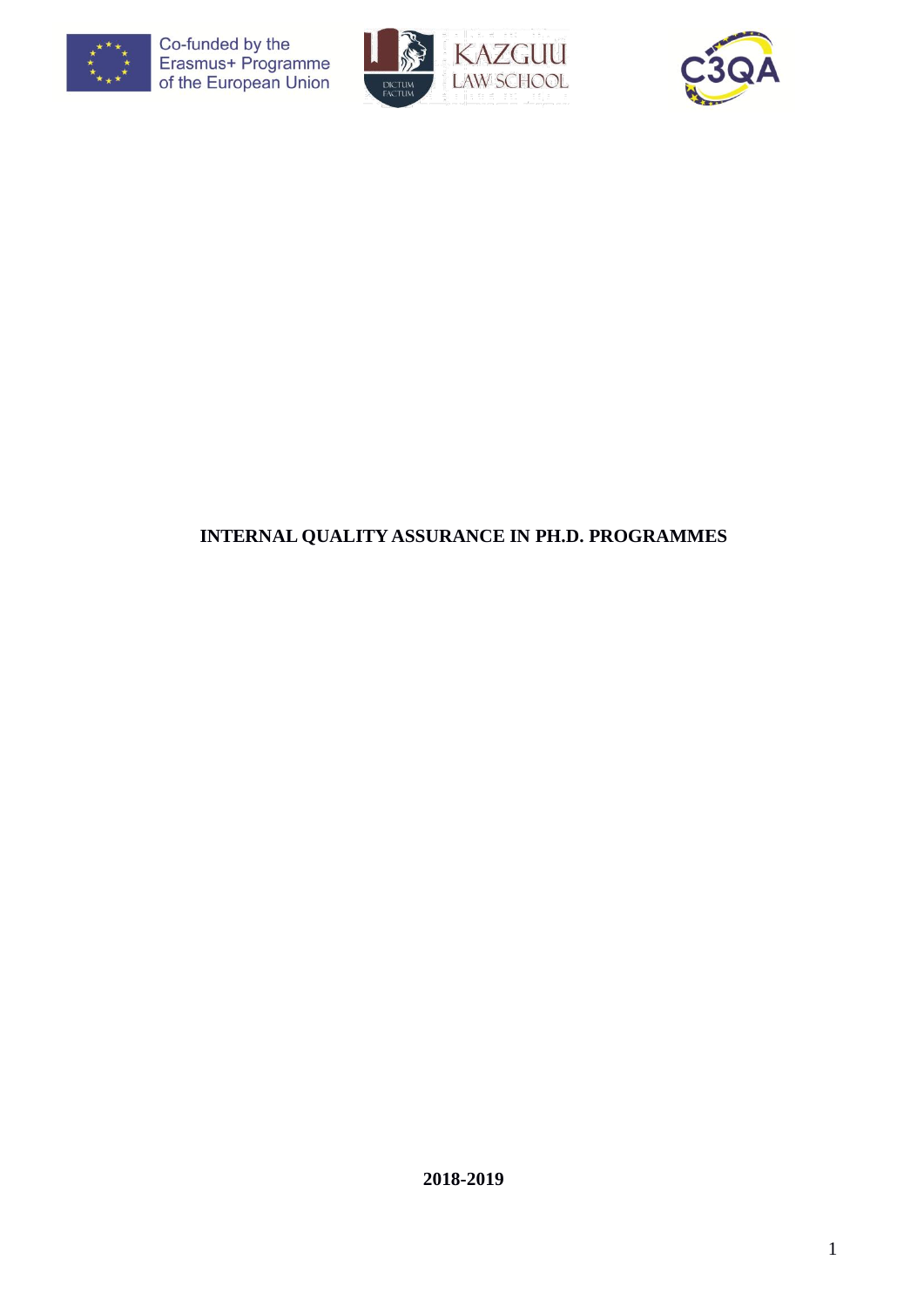Co-funded by the Erasmus+ Programme of the European Union

KAZGUU LAW SCHOOL

C3QA

# INTERNAL QUALITY ASSURANCE IN PH.D. PROGRAMMES

**2018-2019**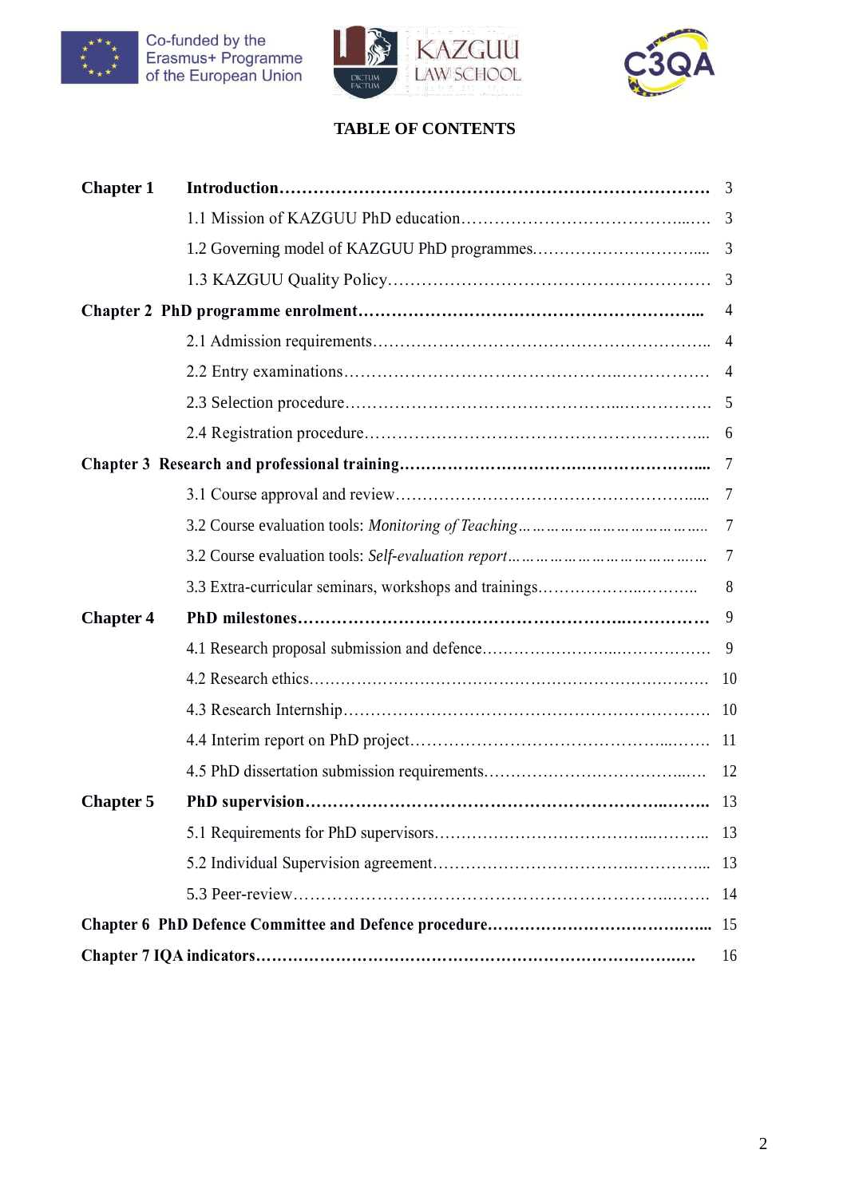# TABLE OF CONTENTS

| | | |
|---|---|---|
| **Chapter 1** | **Introduction** | 3 |
| | 1.1 Mission of KAZGUU PhD education | 3 |
| | 1.2 Governing model of KAZGUU PhD programmes | 3 |
| | 1.3 KAZGUU Quality Policy | 3 |
| **Chapter 2** | **PhD programme enrolment** | 4 |
| | 2.1 Admission requirements | 4 |
| | 2.2 Entry examinations | 4 |
| | 2.3 Selection procedure | 5 |
| | 2.4 Registration procedure | 6 |
| **Chapter 3** | **Research and professional training** | 7 |
| | 3.1 Course approval and review | 7 |
| | 3.2 Course evaluation tools: *Monitoring of Teaching* | 7 |
| | 3.2 Course evaluation tools: *Self-evaluation report* | 7 |
| | 3.3 Extra-curricular seminars, workshops and trainings | 8 |
| **Chapter 4** | **PhD milestones** | 9 |
| | 4.1 Research proposal submission and defence | 9 |
| | 4.2 Research ethics | 10 |
| | 4.3 Research Internship | 10 |
| | 4.4 Interim report on PhD project | 11 |
| | 4.5 PhD dissertation submission requirements | 12 |
| **Chapter 5** | **PhD supervision** | 13 |
| | 5.1 Requirements for PhD supervisors | 13 |
| | 5.2 Individual Supervision agreement | 13 |
| | 5.3 Peer-review | 14 |
| **Chapter 6** | **PhD Defence Committee and Defence procedure** | 15 |
| **Chapter 7** | **IQA indicators** | 16 |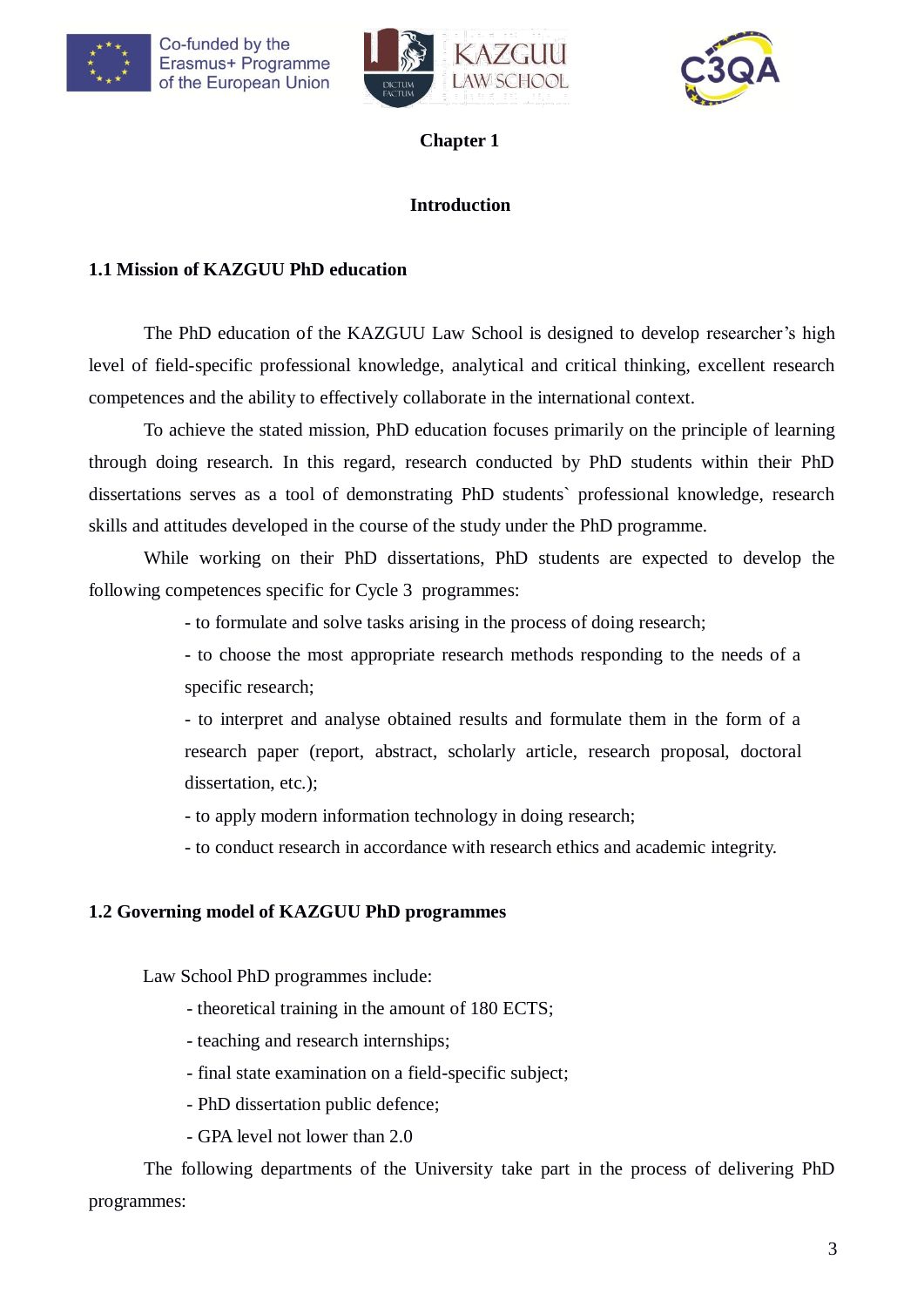# Chapter 1

# Introduction

## 1.1 Mission of KAZGUU PhD education

The PhD education of the KAZGUU Law School is designed to develop researcher's high level of field-specific professional knowledge, analytical and critical thinking, excellent research competences and the ability to effectively collaborate in the international context.

To achieve the stated mission, PhD education focuses primarily on the principle of learning through doing research. In this regard, research conducted by PhD students within their PhD dissertations serves as a tool of demonstrating PhD students` professional knowledge, research skills and attitudes developed in the course of the study under the PhD programme.

While working on their PhD dissertations, PhD students are expected to develop the following competences specific for Cycle 3 programmes:

- to formulate and solve tasks arising in the process of doing research;
- to choose the most appropriate research methods responding to the needs of a specific research;
- to interpret and analyse obtained results and formulate them in the form of a research paper (report, abstract, scholarly article, research proposal, doctoral dissertation, etc.);
- to apply modern information technology in doing research;
- to conduct research in accordance with research ethics and academic integrity.

## 1.2 Governing model of KAZGUU PhD programmes

Law School PhD programmes include:

- theoretical training in the amount of 180 ECTS;
- teaching and research internships;
- final state examination on a field-specific subject;
- PhD dissertation public defence;
- GPA level not lower than 2.0

The following departments of the University take part in the process of delivering PhD programmes: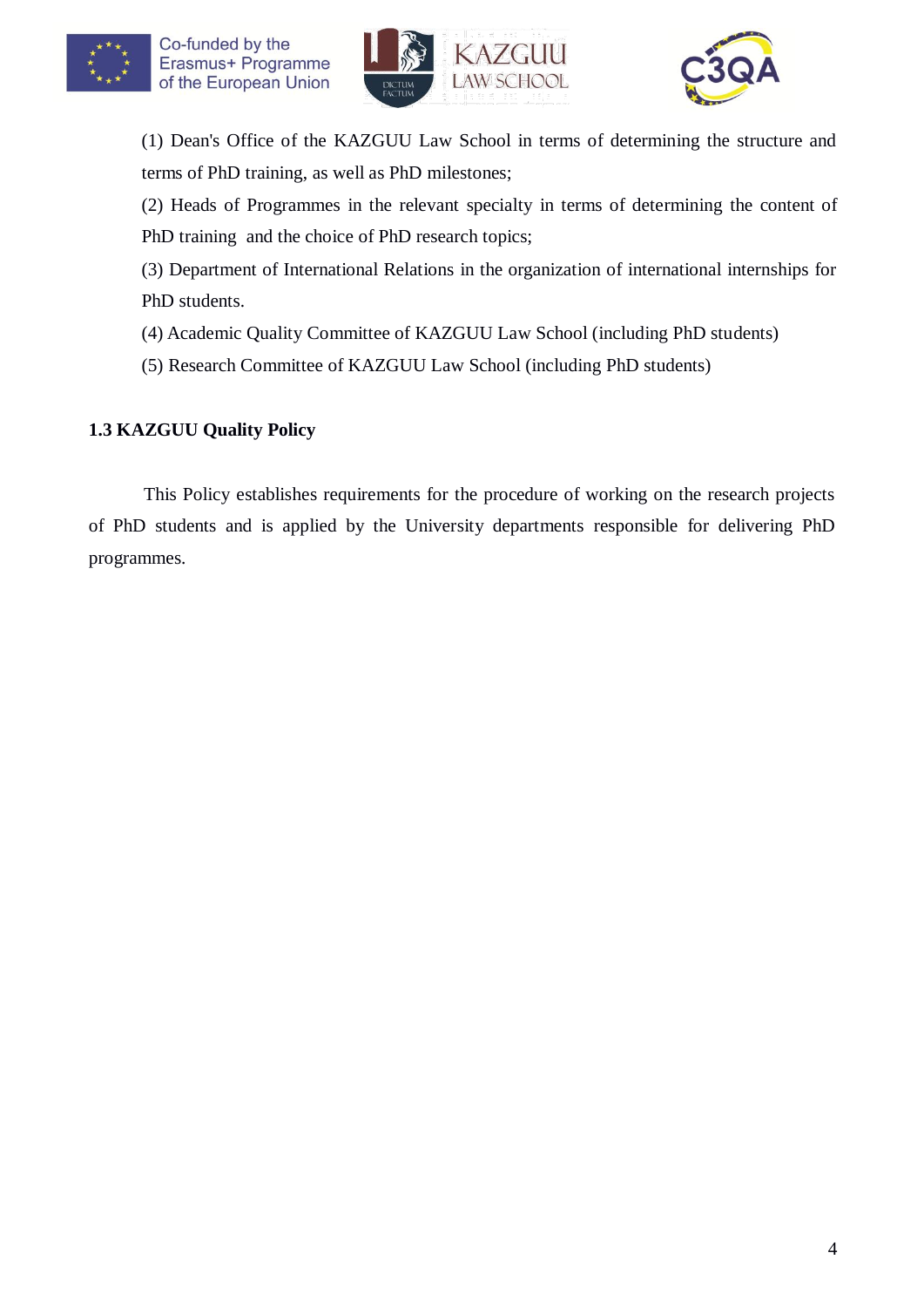(1) Dean's Office of the KAZGUU Law School in terms of determining the structure and terms of PhD training, as well as PhD milestones;

(2) Heads of Programmes in the relevant specialty in terms of determining the content of PhD training and the choice of PhD research topics;

(3) Department of International Relations in the organization of international internships for PhD students.

(4) Academic Quality Committee of KAZGUU Law School (including PhD students)

(5) Research Committee of KAZGUU Law School (including PhD students)

### 1.3 KAZGUU Quality Policy

This Policy establishes requirements for the procedure of working on the research projects of PhD students and is applied by the University departments responsible for delivering PhD programmes.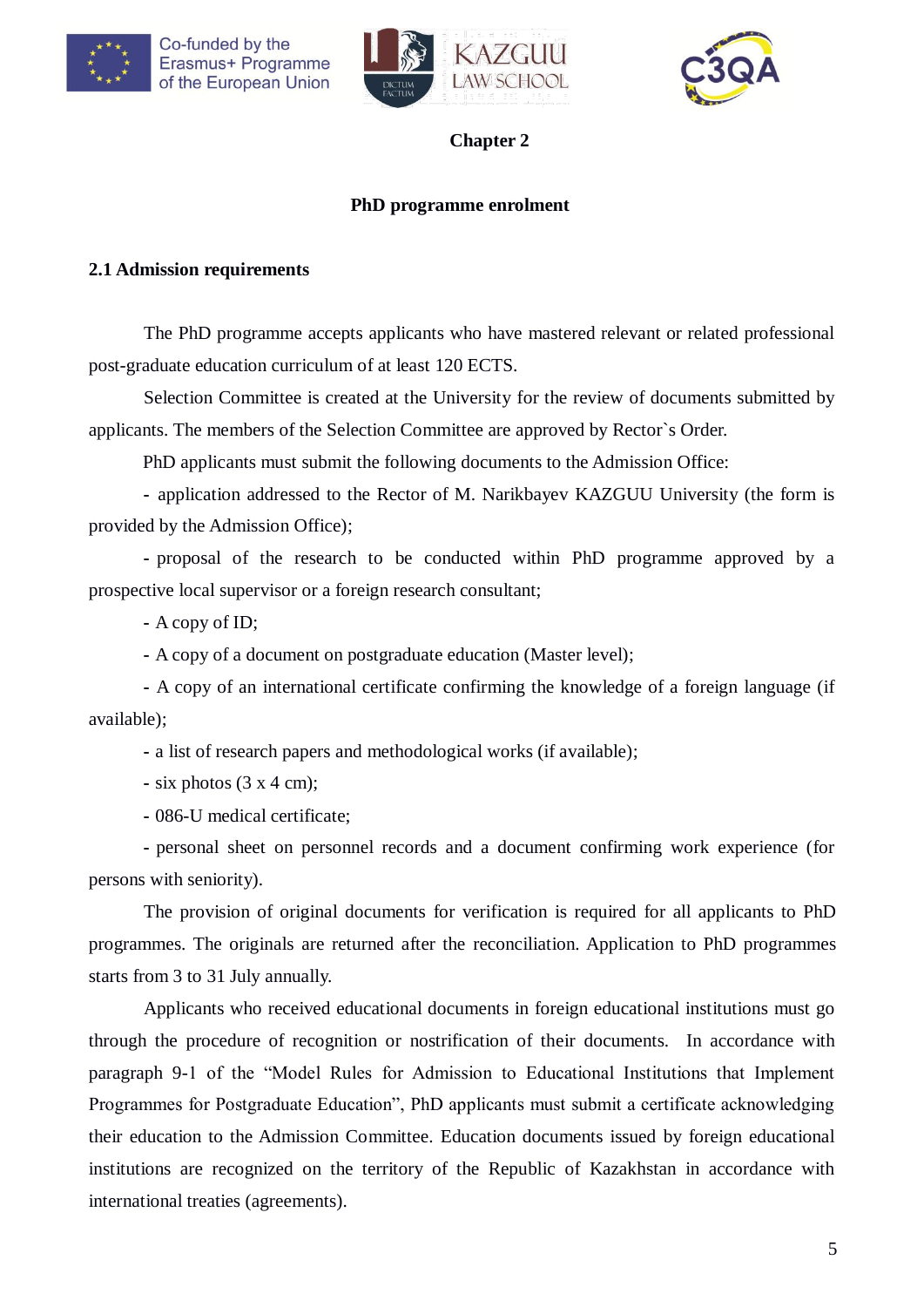# Chapter 2

## PhD programme enrolment

### 2.1 Admission requirements

The PhD programme accepts applicants who have mastered relevant or related professional post-graduate education curriculum of at least 120 ECTS.

Selection Committee is created at the University for the review of documents submitted by applicants. The members of the Selection Committee are approved by Rector`s Order.

PhD applicants must submit the following documents to the Admission Office:

- application addressed to the Rector of M. Narikbayev KAZGUU University (the form is provided by the Admission Office);
- proposal of the research to be conducted within PhD programme approved by a prospective local supervisor or a foreign research consultant;
- A copy of ID;
- A copy of a document on postgraduate education (Master level);
- A copy of an international certificate confirming the knowledge of a foreign language (if available);
- a list of research papers and methodological works (if available);
- six photos (3 x 4 cm);
- 086-U medical certificate;
- personal sheet on personnel records and a document confirming work experience (for persons with seniority).

The provision of original documents for verification is required for all applicants to PhD programmes. The originals are returned after the reconciliation. Application to PhD programmes starts from 3 to 31 July annually.

Applicants who received educational documents in foreign educational institutions must go through the procedure of recognition or nostrification of their documents. In accordance with paragraph 9-1 of the “Model Rules for Admission to Educational Institutions that Implement Programmes for Postgraduate Education”, PhD applicants must submit a certificate acknowledging their education to the Admission Committee. Education documents issued by foreign educational institutions are recognized on the territory of the Republic of Kazakhstan in accordance with international treaties (agreements).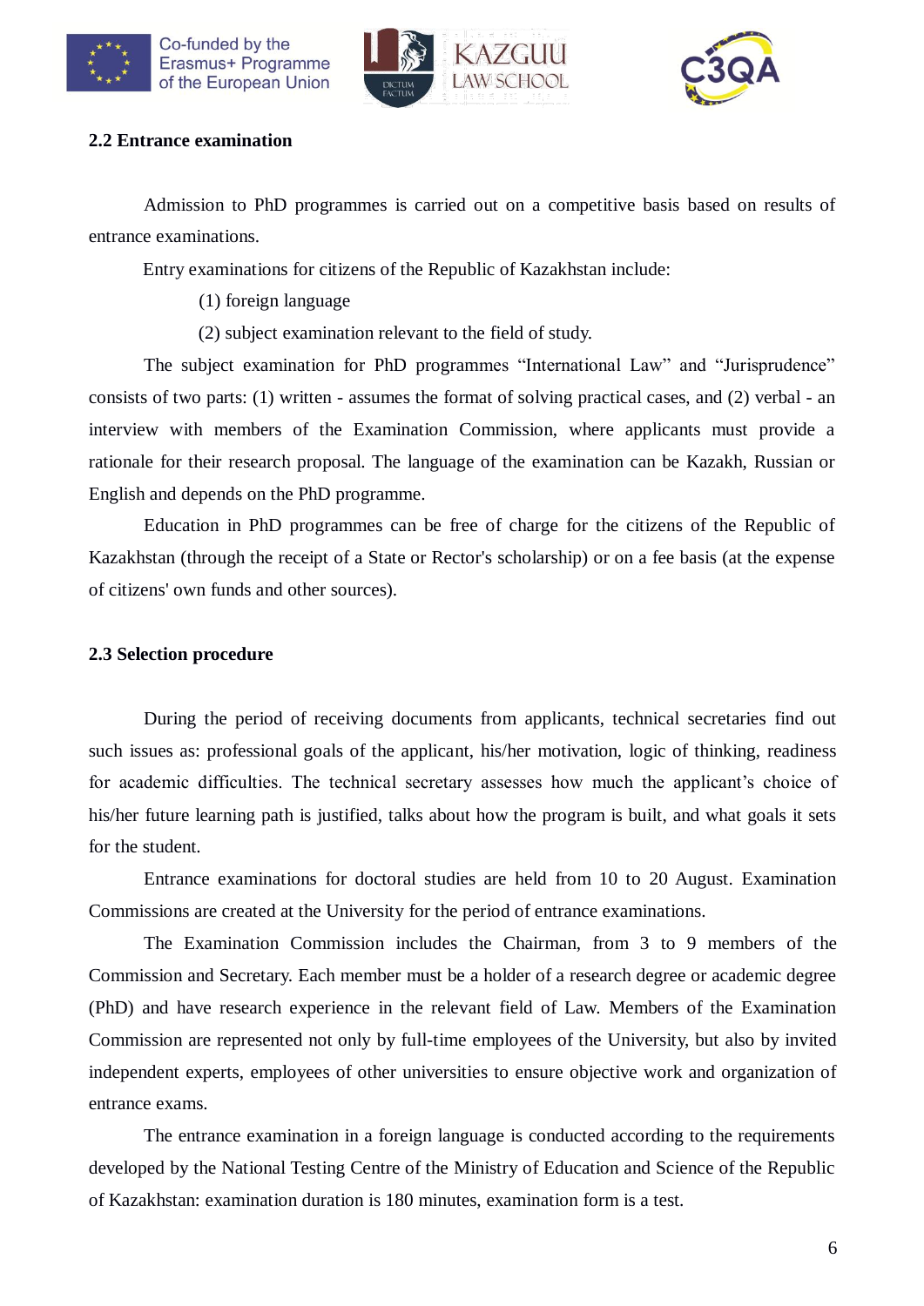## 2.2 Entrance examination

Admission to PhD programmes is carried out on a competitive basis based on results of entrance examinations.

Entry examinations for citizens of the Republic of Kazakhstan include:

(1) foreign language

(2) subject examination relevant to the field of study.

The subject examination for PhD programmes "International Law" and "Jurisprudence" consists of two parts: (1) written - assumes the format of solving practical cases, and (2) verbal - an interview with members of the Examination Commission, where applicants must provide a rationale for their research proposal. The language of the examination can be Kazakh, Russian or English and depends on the PhD programme.

Education in PhD programmes can be free of charge for the citizens of the Republic of Kazakhstan (through the receipt of a State or Rector's scholarship) or on a fee basis (at the expense of citizens' own funds and other sources).

## 2.3 Selection procedure

During the period of receiving documents from applicants, technical secretaries find out such issues as: professional goals of the applicant, his/her motivation, logic of thinking, readiness for academic difficulties. The technical secretary assesses how much the applicant's choice of his/her future learning path is justified, talks about how the program is built, and what goals it sets for the student.

Entrance examinations for doctoral studies are held from 10 to 20 August. Examination Commissions are created at the University for the period of entrance examinations.

The Examination Commission includes the Chairman, from 3 to 9 members of the Commission and Secretary. Each member must be a holder of a research degree or academic degree (PhD) and have research experience in the relevant field of Law. Members of the Examination Commission are represented not only by full-time employees of the University, but also by invited independent experts, employees of other universities to ensure objective work and organization of entrance exams.

The entrance examination in a foreign language is conducted according to the requirements developed by the National Testing Centre of the Ministry of Education and Science of the Republic of Kazakhstan: examination duration is 180 minutes, examination form is a test.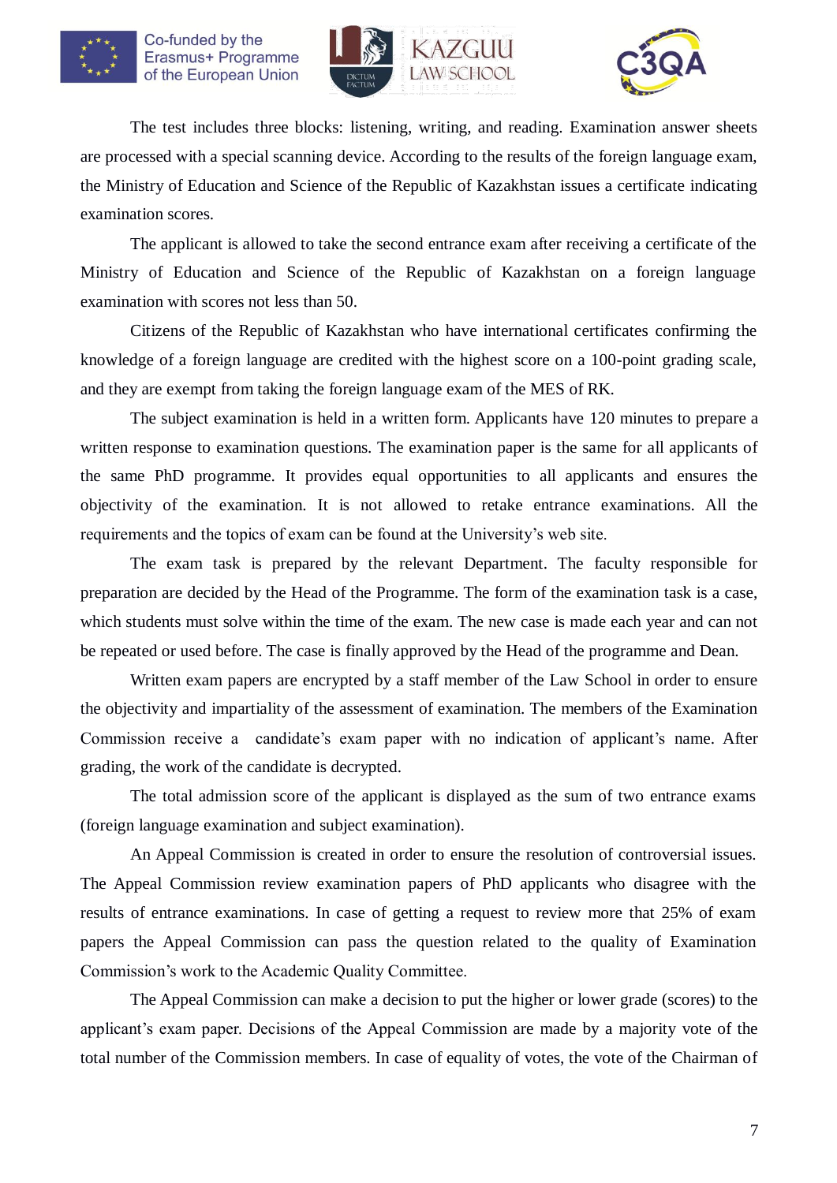The test includes three blocks: listening, writing, and reading. Examination answer sheets are processed with a special scanning device. According to the results of the foreign language exam, the Ministry of Education and Science of the Republic of Kazakhstan issues a certificate indicating examination scores.

The applicant is allowed to take the second entrance exam after receiving a certificate of the Ministry of Education and Science of the Republic of Kazakhstan on a foreign language examination with scores not less than 50.

Citizens of the Republic of Kazakhstan who have international certificates confirming the knowledge of a foreign language are credited with the highest score on a 100-point grading scale, and they are exempt from taking the foreign language exam of the MES of RK.

The subject examination is held in a written form. Applicants have 120 minutes to prepare a written response to examination questions. The examination paper is the same for all applicants of the same PhD programme. It provides equal opportunities to all applicants and ensures the objectivity of the examination. It is not allowed to retake entrance examinations. All the requirements and the topics of exam can be found at the University's web site.

The exam task is prepared by the relevant Department. The faculty responsible for preparation are decided by the Head of the Programme. The form of the examination task is a case, which students must solve within the time of the exam. The new case is made each year and can not be repeated or used before. The case is finally approved by the Head of the programme and Dean.

Written exam papers are encrypted by a staff member of the Law School in order to ensure the objectivity and impartiality of the assessment of examination. The members of the Examination Commission receive a candidate's exam paper with no indication of applicant's name. After grading, the work of the candidate is decrypted.

The total admission score of the applicant is displayed as the sum of two entrance exams (foreign language examination and subject examination).

An Appeal Commission is created in order to ensure the resolution of controversial issues. The Appeal Commission review examination papers of PhD applicants who disagree with the results of entrance examinations. In case of getting a request to review more that 25% of exam papers the Appeal Commission can pass the question related to the quality of Examination Commission's work to the Academic Quality Committee.

The Appeal Commission can make a decision to put the higher or lower grade (scores) to the applicant's exam paper. Decisions of the Appeal Commission are made by a majority vote of the total number of the Commission members. In case of equality of votes, the vote of the Chairman of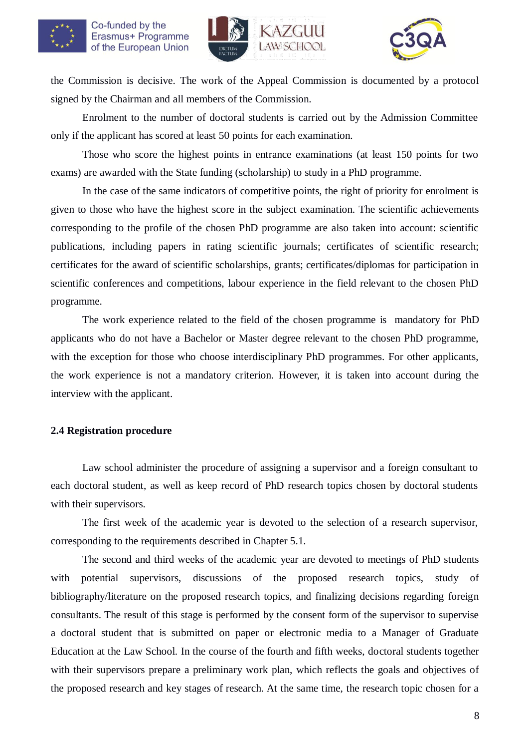the Commission is decisive. The work of the Appeal Commission is documented by a protocol signed by the Chairman and all members of the Commission.

Enrolment to the number of doctoral students is carried out by the Admission Committee only if the applicant has scored at least 50 points for each examination.

Those who score the highest points in entrance examinations (at least 150 points for two exams) are awarded with the State funding (scholarship) to study in a PhD programme.

In the case of the same indicators of competitive points, the right of priority for enrolment is given to those who have the highest score in the subject examination. The scientific achievements corresponding to the profile of the chosen PhD programme are also taken into account: scientific publications, including papers in rating scientific journals; certificates of scientific research; certificates for the award of scientific scholarships, grants; certificates/diplomas for participation in scientific conferences and competitions, labour experience in the field relevant to the chosen PhD programme.

The work experience related to the field of the chosen programme is mandatory for PhD applicants who do not have a Bachelor or Master degree relevant to the chosen PhD programme, with the exception for those who choose interdisciplinary PhD programmes. For other applicants, the work experience is not a mandatory criterion. However, it is taken into account during the interview with the applicant.

### 2.4 Registration procedure

Law school administer the procedure of assigning a supervisor and a foreign consultant to each doctoral student, as well as keep record of PhD research topics chosen by doctoral students with their supervisors.

The first week of the academic year is devoted to the selection of a research supervisor, corresponding to the requirements described in Chapter 5.1.

The second and third weeks of the academic year are devoted to meetings of PhD students with potential supervisors, discussions of the proposed research topics, study of bibliography/literature on the proposed research topics, and finalizing decisions regarding foreign consultants. The result of this stage is performed by the consent form of the supervisor to supervise a doctoral student that is submitted on paper or electronic media to a Manager of Graduate Education at the Law School. In the course of the fourth and fifth weeks, doctoral students together with their supervisors prepare a preliminary work plan, which reflects the goals and objectives of the proposed research and key stages of research. At the same time, the research topic chosen for a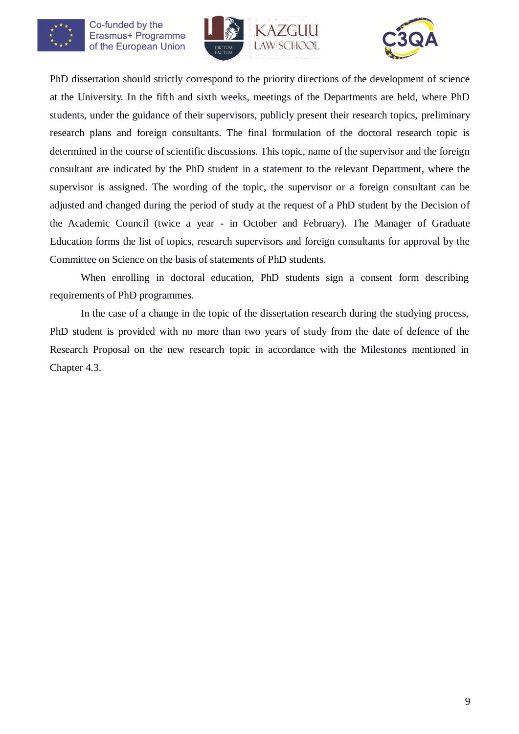PhD dissertation should strictly correspond to the priority directions of the development of science at the University. In the fifth and sixth weeks, meetings of the Departments are held, where PhD students, under the guidance of their supervisors, publicly present their research topics, preliminary research plans and foreign consultants. The final formulation of the doctoral research topic is determined in the course of scientific discussions. This topic, name of the supervisor and the foreign consultant are indicated by the PhD student in a statement to the relevant Department, where the supervisor is assigned. The wording of the topic, the supervisor or a foreign consultant can be adjusted and changed during the period of study at the request of a PhD student by the Decision of the Academic Council (twice a year - in October and February). The Manager of Graduate Education forms the list of topics, research supervisors and foreign consultants for approval by the Committee on Science on the basis of statements of PhD students.

When enrolling in doctoral education, PhD students sign a consent form describing requirements of PhD programmes.

In the case of a change in the topic of the dissertation research during the studying process, PhD student is provided with no more than two years of study from the date of defence of the Research Proposal on the new research topic in accordance with the Milestones mentioned in Chapter 4.3.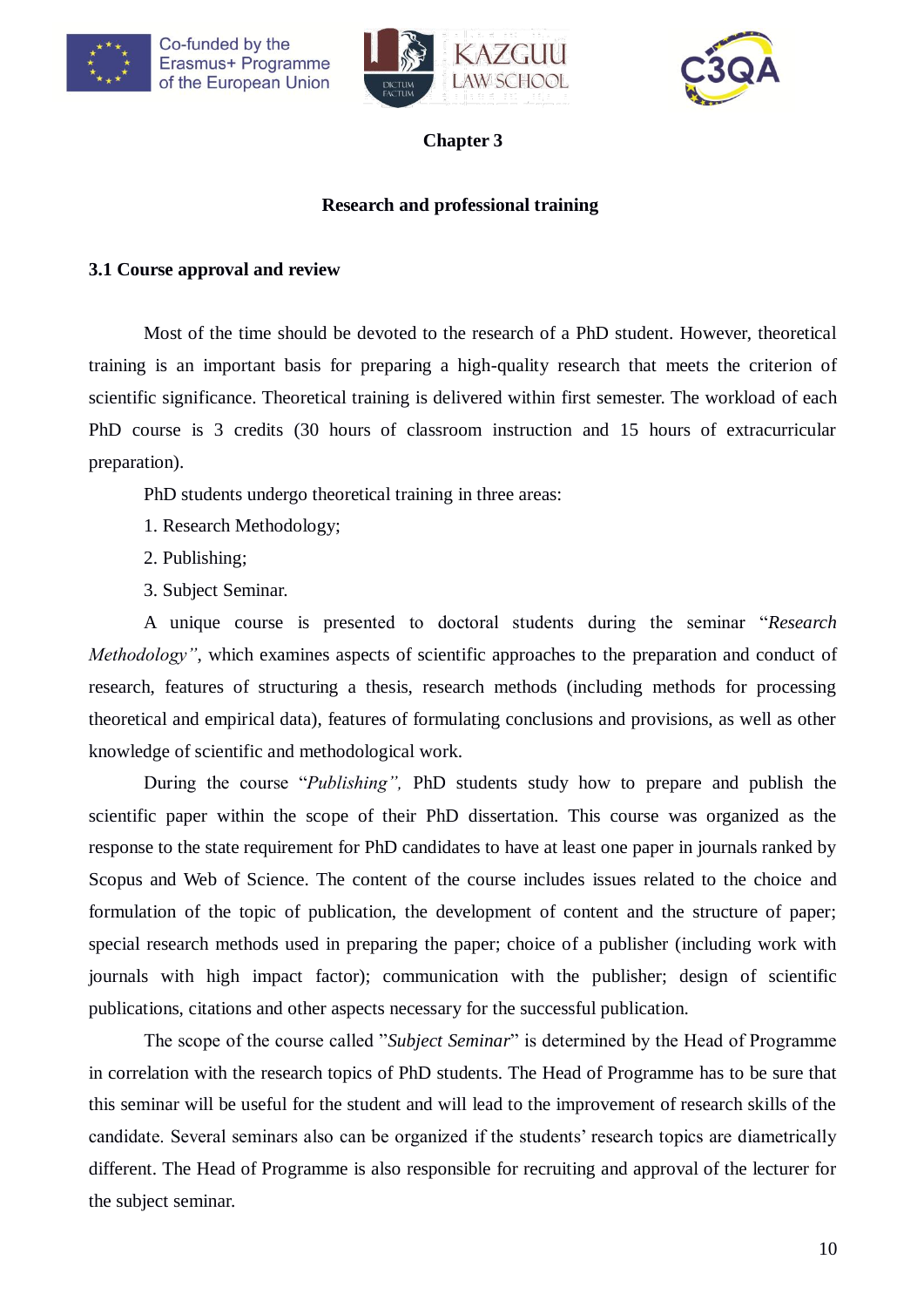# Chapter 3

## Research and professional training

### 3.1 Course approval and review

Most of the time should be devoted to the research of a PhD student. However, theoretical training is an important basis for preparing a high-quality research that meets the criterion of scientific significance. Theoretical training is delivered within first semester. The workload of each PhD course is 3 credits (30 hours of classroom instruction and 15 hours of extracurricular preparation).

PhD students undergo theoretical training in three areas:

1. Research Methodology;
2. Publishing;
3. Subject Seminar.

A unique course is presented to doctoral students during the seminar "*Research Methodology*", which examines aspects of scientific approaches to the preparation and conduct of research, features of structuring a thesis, research methods (including methods for processing theoretical and empirical data), features of formulating conclusions and provisions, as well as other knowledge of scientific and methodological work.

During the course "*Publishing*", PhD students study how to prepare and publish the scientific paper within the scope of their PhD dissertation. This course was organized as the response to the state requirement for PhD candidates to have at least one paper in journals ranked by Scopus and Web of Science. The content of the course includes issues related to the choice and formulation of the topic of publication, the development of content and the structure of paper; special research methods used in preparing the paper; choice of a publisher (including work with journals with high impact factor); communication with the publisher; design of scientific publications, citations and other aspects necessary for the successful publication.

The scope of the course called "*Subject Seminar*" is determined by the Head of Programme in correlation with the research topics of PhD students. The Head of Programme has to be sure that this seminar will be useful for the student and will lead to the improvement of research skills of the candidate. Several seminars also can be organized if the students' research topics are diametrically different. The Head of Programme is also responsible for recruiting and approval of the lecturer for the subject seminar.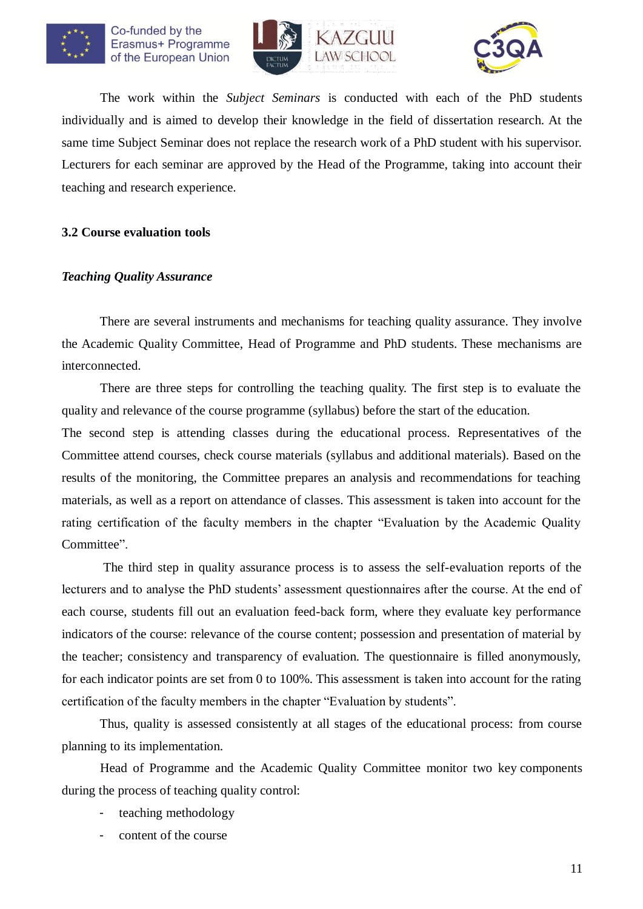The work within the *Subject Seminars* is conducted with each of the PhD students individually and is aimed to develop their knowledge in the field of dissertation research. At the same time Subject Seminar does not replace the research work of a PhD student with his supervisor. Lecturers for each seminar are approved by the Head of the Programme, taking into account their teaching and research experience.

### 3.2 Course evaluation tools

#### *Teaching Quality Assurance*

There are several instruments and mechanisms for teaching quality assurance. They involve the Academic Quality Committee, Head of Programme and PhD students. These mechanisms are interconnected.

There are three steps for controlling the teaching quality. The first step is to evaluate the quality and relevance of the course programme (syllabus) before the start of the education.

The second step is attending classes during the educational process. Representatives of the Committee attend courses, check course materials (syllabus and additional materials). Based on the results of the monitoring, the Committee prepares an analysis and recommendations for teaching materials, as well as a report on attendance of classes. This assessment is taken into account for the rating certification of the faculty members in the chapter "Evaluation by the Academic Quality Committee".

The third step in quality assurance process is to assess the self-evaluation reports of the lecturers and to analyse the PhD students' assessment questionnaires after the course. At the end of each course, students fill out an evaluation feed-back form, where they evaluate key performance indicators of the course: relevance of the course content; possession and presentation of material by the teacher; consistency and transparency of evaluation. The questionnaire is filled anonymously, for each indicator points are set from 0 to 100%. This assessment is taken into account for the rating certification of the faculty members in the chapter "Evaluation by students".

Thus, quality is assessed consistently at all stages of the educational process: from course planning to its implementation.

Head of Programme and the Academic Quality Committee monitor two key components during the process of teaching quality control:

- teaching methodology
- content of the course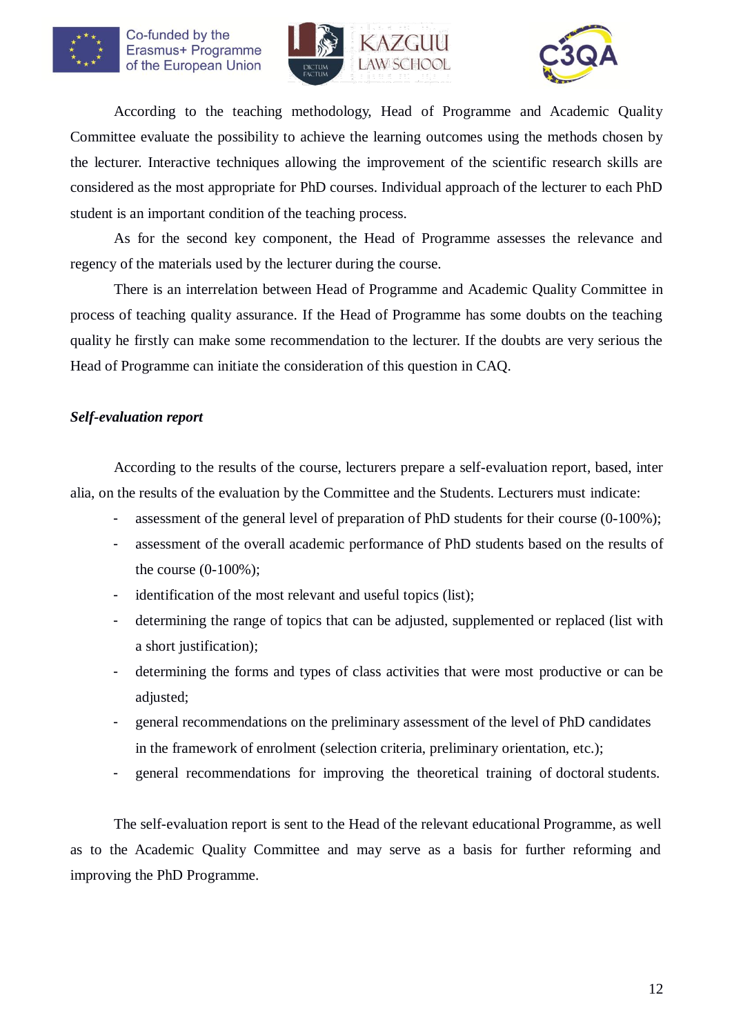According to the teaching methodology, Head of Programme and Academic Quality Committee evaluate the possibility to achieve the learning outcomes using the methods chosen by the lecturer. Interactive techniques allowing the improvement of the scientific research skills are considered as the most appropriate for PhD courses. Individual approach of the lecturer to each PhD student is an important condition of the teaching process.

As for the second key component, the Head of Programme assesses the relevance and regency of the materials used by the lecturer during the course.

There is an interrelation between Head of Programme and Academic Quality Committee in process of teaching quality assurance. If the Head of Programme has some doubts on the teaching quality he firstly can make some recommendation to the lecturer. If the doubts are very serious the Head of Programme can initiate the consideration of this question in CAQ.

***Self-evaluation report***

According to the results of the course, lecturers prepare a self-evaluation report, based, inter alia, on the results of the evaluation by the Committee and the Students. Lecturers must indicate:

- assessment of the general level of preparation of PhD students for their course (0-100%);
- assessment of the overall academic performance of PhD students based on the results of the course (0-100%);
- identification of the most relevant and useful topics (list);
- determining the range of topics that can be adjusted, supplemented or replaced (list with a short justification);
- determining the forms and types of class activities that were most productive or can be adjusted;
- general recommendations on the preliminary assessment of the level of PhD candidates in the framework of enrolment (selection criteria, preliminary orientation, etc.);
- general recommendations for improving the theoretical training of doctoral students.

The self-evaluation report is sent to the Head of the relevant educational Programme, as well as to the Academic Quality Committee and may serve as a basis for further reforming and improving the PhD Programme.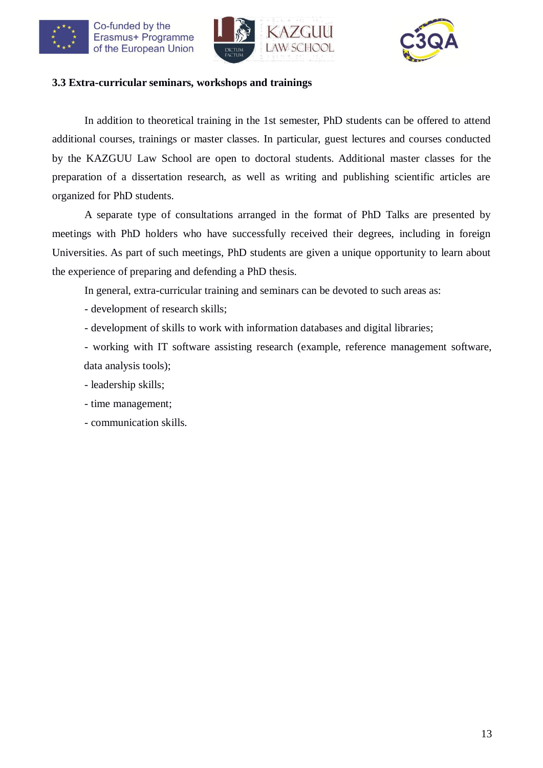### 3.3 Extra-curricular seminars, workshops and trainings

In addition to theoretical training in the 1st semester, PhD students can be offered to attend additional courses, trainings or master classes. In particular, guest lectures and courses conducted by the KAZGUU Law School are open to doctoral students. Additional master classes for the preparation of a dissertation research, as well as writing and publishing scientific articles are organized for PhD students.

A separate type of consultations arranged in the format of PhD Talks are presented by meetings with PhD holders who have successfully received their degrees, including in foreign Universities. As part of such meetings, PhD students are given a unique opportunity to learn about the experience of preparing and defending a PhD thesis.

In general, extra-curricular training and seminars can be devoted to such areas as:

- development of research skills;
- development of skills to work with information databases and digital libraries;
- working with IT software assisting research (example, reference management software, data analysis tools);
- leadership skills;
- time management;
- communication skills.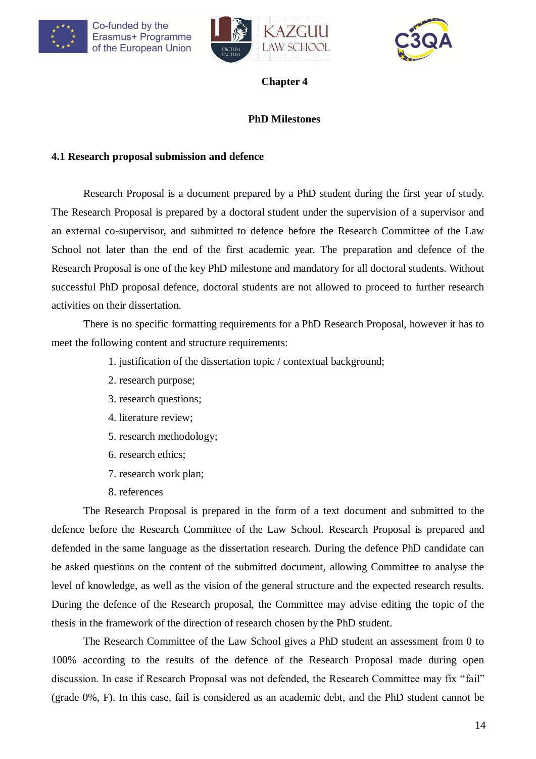# Chapter 4

## PhD Milestones

### 4.1 Research proposal submission and defence

Research Proposal is a document prepared by a PhD student during the first year of study. The Research Proposal is prepared by a doctoral student under the supervision of a supervisor and an external co-supervisor, and submitted to defence before the Research Committee of the Law School not later than the end of the first academic year. The preparation and defence of the Research Proposal is one of the key PhD milestone and mandatory for all doctoral students. Without successful PhD proposal defence, doctoral students are not allowed to proceed to further research activities on their dissertation.

There is no specific formatting requirements for a PhD Research Proposal, however it has to meet the following content and structure requirements:

1. justification of the dissertation topic / contextual background;
2. research purpose;
3. research questions;
4. literature review;
5. research methodology;
6. research ethics;
7. research work plan;
8. references

The Research Proposal is prepared in the form of a text document and submitted to the defence before the Research Committee of the Law School. Research Proposal is prepared and defended in the same language as the dissertation research. During the defence PhD candidate can be asked questions on the content of the submitted document, allowing Committee to analyse the level of knowledge, as well as the vision of the general structure and the expected research results. During the defence of the Research proposal, the Committee may advise editing the topic of the thesis in the framework of the direction of research chosen by the PhD student.

The Research Committee of the Law School gives a PhD student an assessment from 0 to 100% according to the results of the defence of the Research Proposal made during open discussion. In case if Research Proposal was not defended, the Research Committee may fix "fail" (grade 0%, F). In this case, fail is considered as an academic debt, and the PhD student cannot be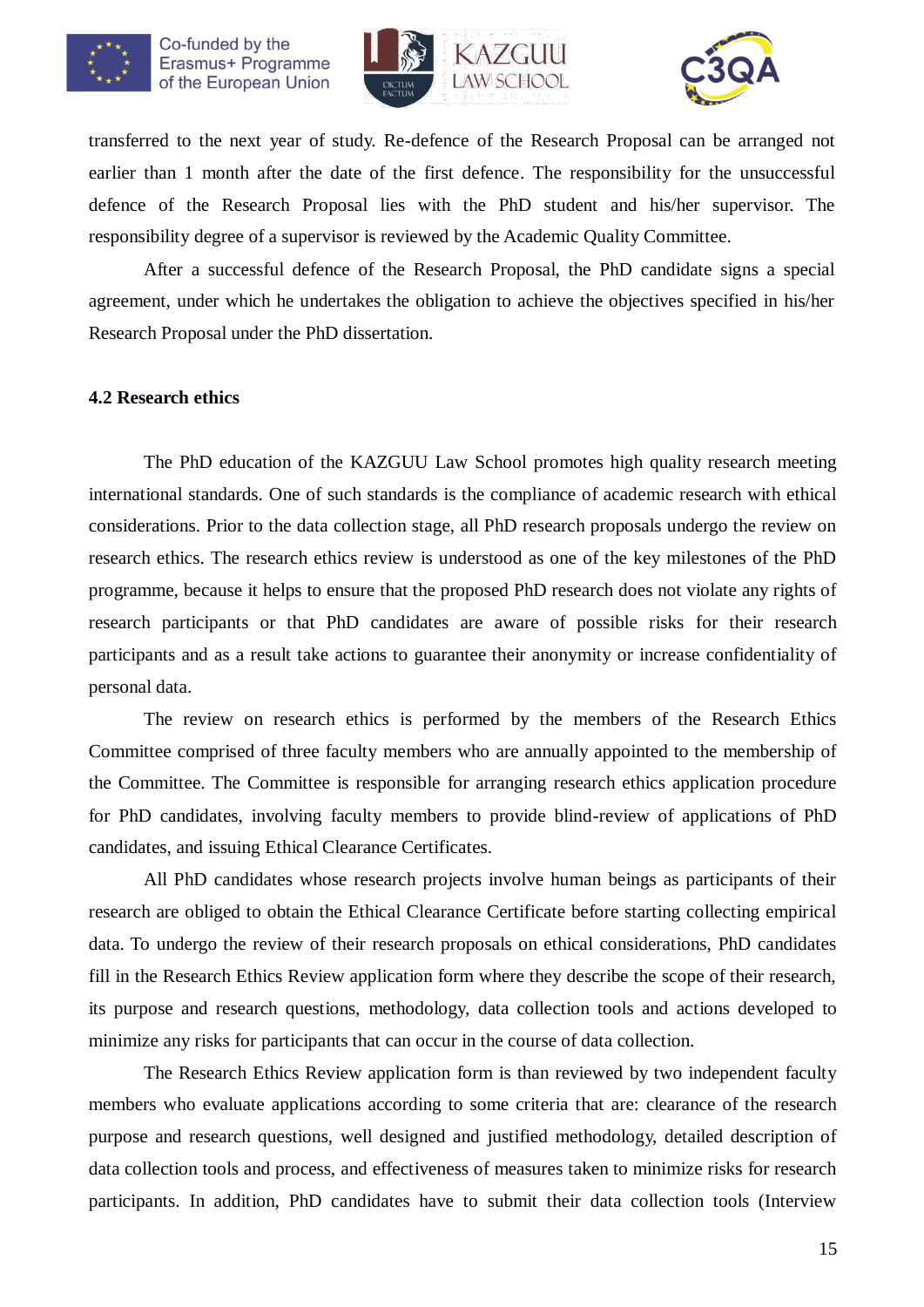transferred to the next year of study. Re-defence of the Research Proposal can be arranged not earlier than 1 month after the date of the first defence. The responsibility for the unsuccessful defence of the Research Proposal lies with the PhD student and his/her supervisor. The responsibility degree of a supervisor is reviewed by the Academic Quality Committee.

After a successful defence of the Research Proposal, the PhD candidate signs a special agreement, under which he undertakes the obligation to achieve the objectives specified in his/her Research Proposal under the PhD dissertation.

### 4.2 Research ethics

The PhD education of the KAZGUU Law School promotes high quality research meeting international standards. One of such standards is the compliance of academic research with ethical considerations. Prior to the data collection stage, all PhD research proposals undergo the review on research ethics. The research ethics review is understood as one of the key milestones of the PhD programme, because it helps to ensure that the proposed PhD research does not violate any rights of research participants or that PhD candidates are aware of possible risks for their research participants and as a result take actions to guarantee their anonymity or increase confidentiality of personal data.

The review on research ethics is performed by the members of the Research Ethics Committee comprised of three faculty members who are annually appointed to the membership of the Committee. The Committee is responsible for arranging research ethics application procedure for PhD candidates, involving faculty members to provide blind-review of applications of PhD candidates, and issuing Ethical Clearance Certificates.

All PhD candidates whose research projects involve human beings as participants of their research are obliged to obtain the Ethical Clearance Certificate before starting collecting empirical data. To undergo the review of their research proposals on ethical considerations, PhD candidates fill in the Research Ethics Review application form where they describe the scope of their research, its purpose and research questions, methodology, data collection tools and actions developed to minimize any risks for participants that can occur in the course of data collection.

The Research Ethics Review application form is than reviewed by two independent faculty members who evaluate applications according to some criteria that are: clearance of the research purpose and research questions, well designed and justified methodology, detailed description of data collection tools and process, and effectiveness of measures taken to minimize risks for research participants. In addition, PhD candidates have to submit their data collection tools (Interview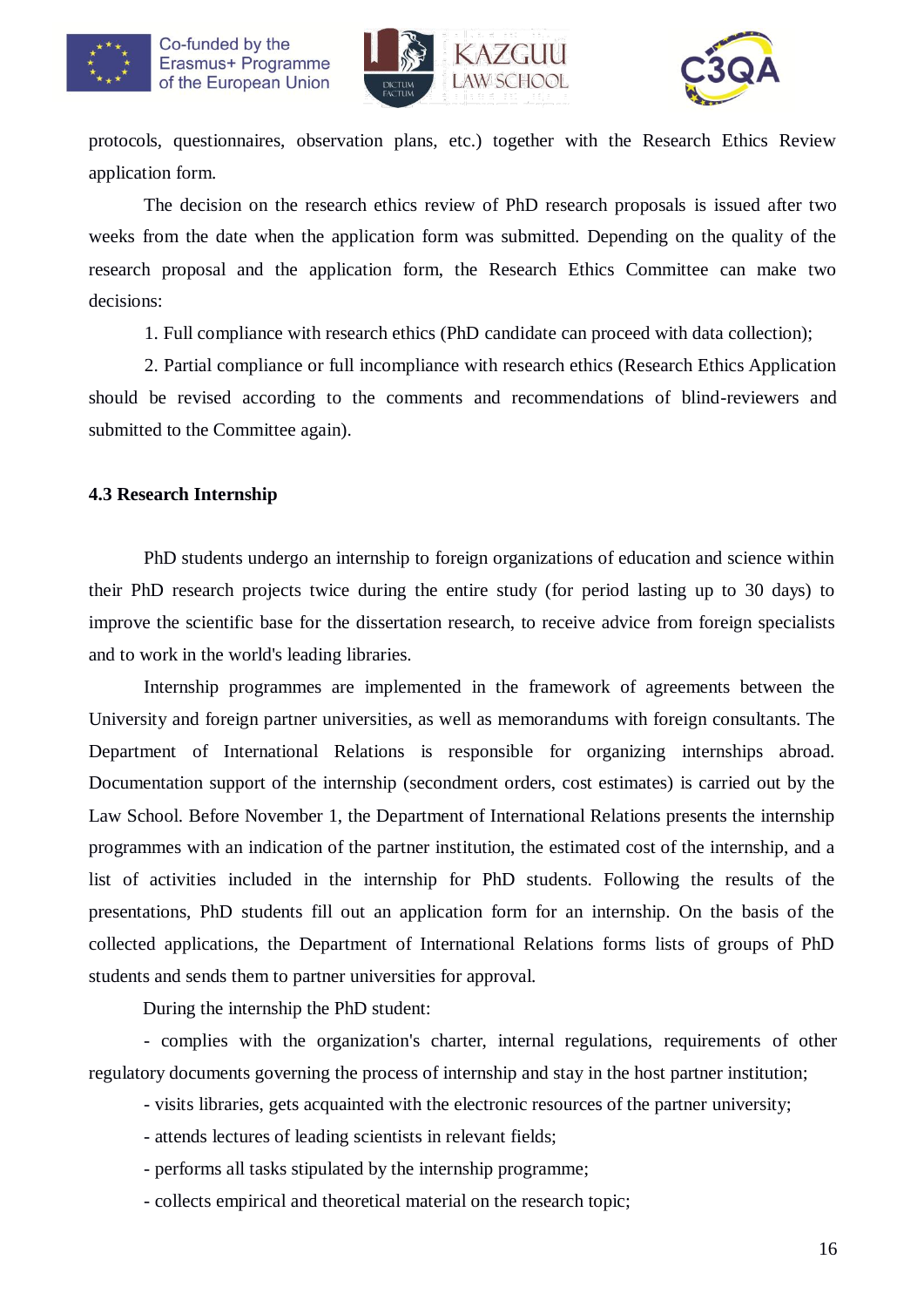protocols, questionnaires, observation plans, etc.) together with the Research Ethics Review application form.

The decision on the research ethics review of PhD research proposals is issued after two weeks from the date when the application form was submitted. Depending on the quality of the research proposal and the application form, the Research Ethics Committee can make two decisions:

1. Full compliance with research ethics (PhD candidate can proceed with data collection);
2. Partial compliance or full incompliance with research ethics (Research Ethics Application should be revised according to the comments and recommendations of blind-reviewers and submitted to the Committee again).

### 4.3 Research Internship

PhD students undergo an internship to foreign organizations of education and science within their PhD research projects twice during the entire study (for period lasting up to 30 days) to improve the scientific base for the dissertation research, to receive advice from foreign specialists and to work in the world's leading libraries.

Internship programmes are implemented in the framework of agreements between the University and foreign partner universities, as well as memorandums with foreign consultants. The Department of International Relations is responsible for organizing internships abroad. Documentation support of the internship (secondment orders, cost estimates) is carried out by the Law School. Before November 1, the Department of International Relations presents the internship programmes with an indication of the partner institution, the estimated cost of the internship, and a list of activities included in the internship for PhD students. Following the results of the presentations, PhD students fill out an application form for an internship. On the basis of the collected applications, the Department of International Relations forms lists of groups of PhD students and sends them to partner universities for approval.

During the internship the PhD student:

- complies with the organization's charter, internal regulations, requirements of other regulatory documents governing the process of internship and stay in the host partner institution;
- visits libraries, gets acquainted with the electronic resources of the partner university;
- attends lectures of leading scientists in relevant fields;
- performs all tasks stipulated by the internship programme;
- collects empirical and theoretical material on the research topic;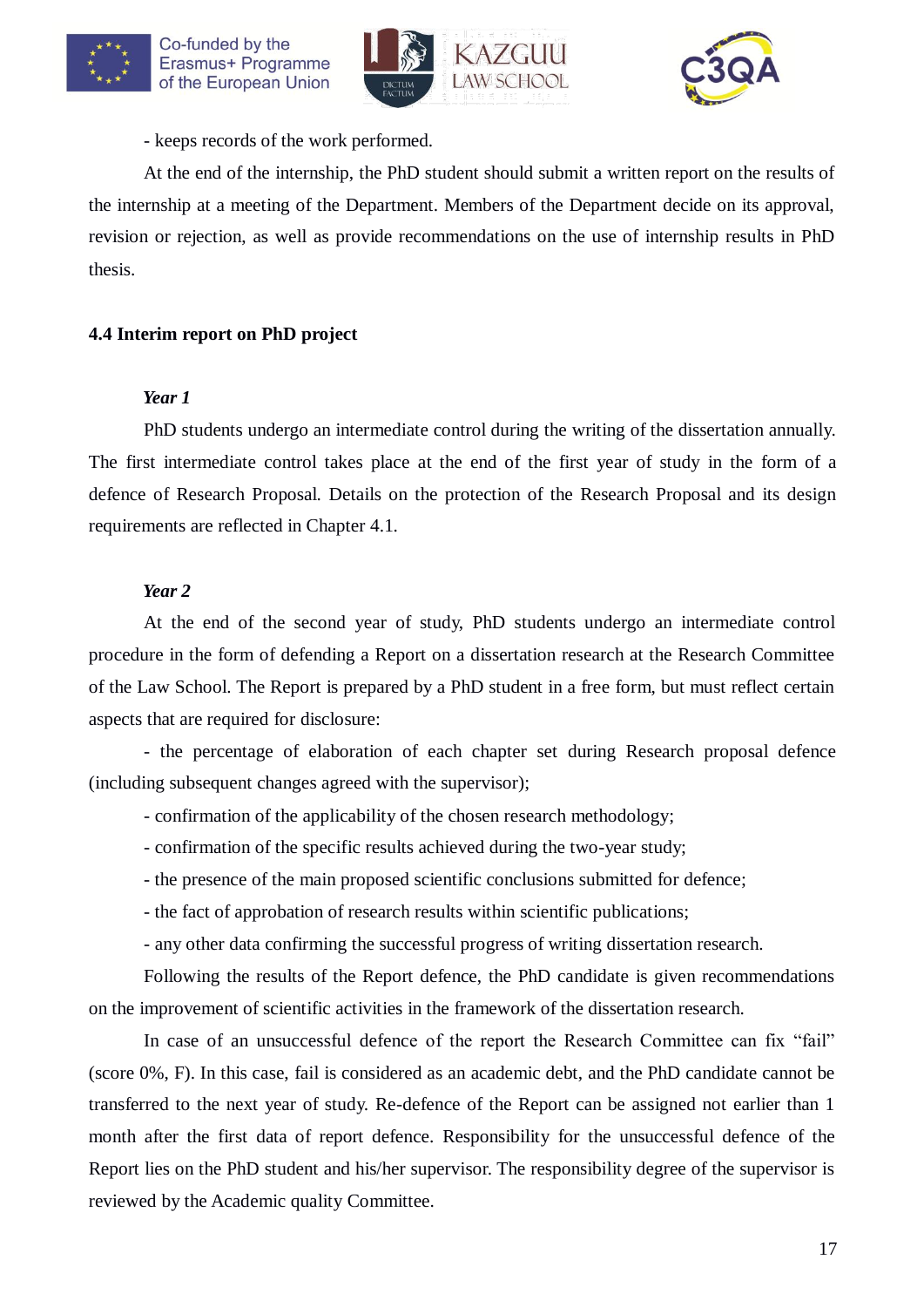- keeps records of the work performed.

At the end of the internship, the PhD student should submit a written report on the results of the internship at a meeting of the Department. Members of the Department decide on its approval, revision or rejection, as well as provide recommendations on the use of internship results in PhD thesis.

### 4.4 Interim report on PhD project

***Year 1***

PhD students undergo an intermediate control during the writing of the dissertation annually. The first intermediate control takes place at the end of the first year of study in the form of a defence of Research Proposal. Details on the protection of the Research Proposal and its design requirements are reflected in Chapter 4.1.

***Year 2***

At the end of the second year of study, PhD students undergo an intermediate control procedure in the form of defending a Report on a dissertation research at the Research Committee of the Law School. The Report is prepared by a PhD student in a free form, but must reflect certain aspects that are required for disclosure:

- the percentage of elaboration of each chapter set during Research proposal defence (including subsequent changes agreed with the supervisor);
- confirmation of the applicability of the chosen research methodology;
- confirmation of the specific results achieved during the two-year study;
- the presence of the main proposed scientific conclusions submitted for defence;
- the fact of approbation of research results within scientific publications;
- any other data confirming the successful progress of writing dissertation research.

Following the results of the Report defence, the PhD candidate is given recommendations on the improvement of scientific activities in the framework of the dissertation research.

In case of an unsuccessful defence of the report the Research Committee can fix "fail" (score 0%, F). In this case, fail is considered as an academic debt, and the PhD candidate cannot be transferred to the next year of study. Re-defence of the Report can be assigned not earlier than 1 month after the first data of report defence. Responsibility for the unsuccessful defence of the Report lies on the PhD student and his/her supervisor. The responsibility degree of the supervisor is reviewed by the Academic quality Committee.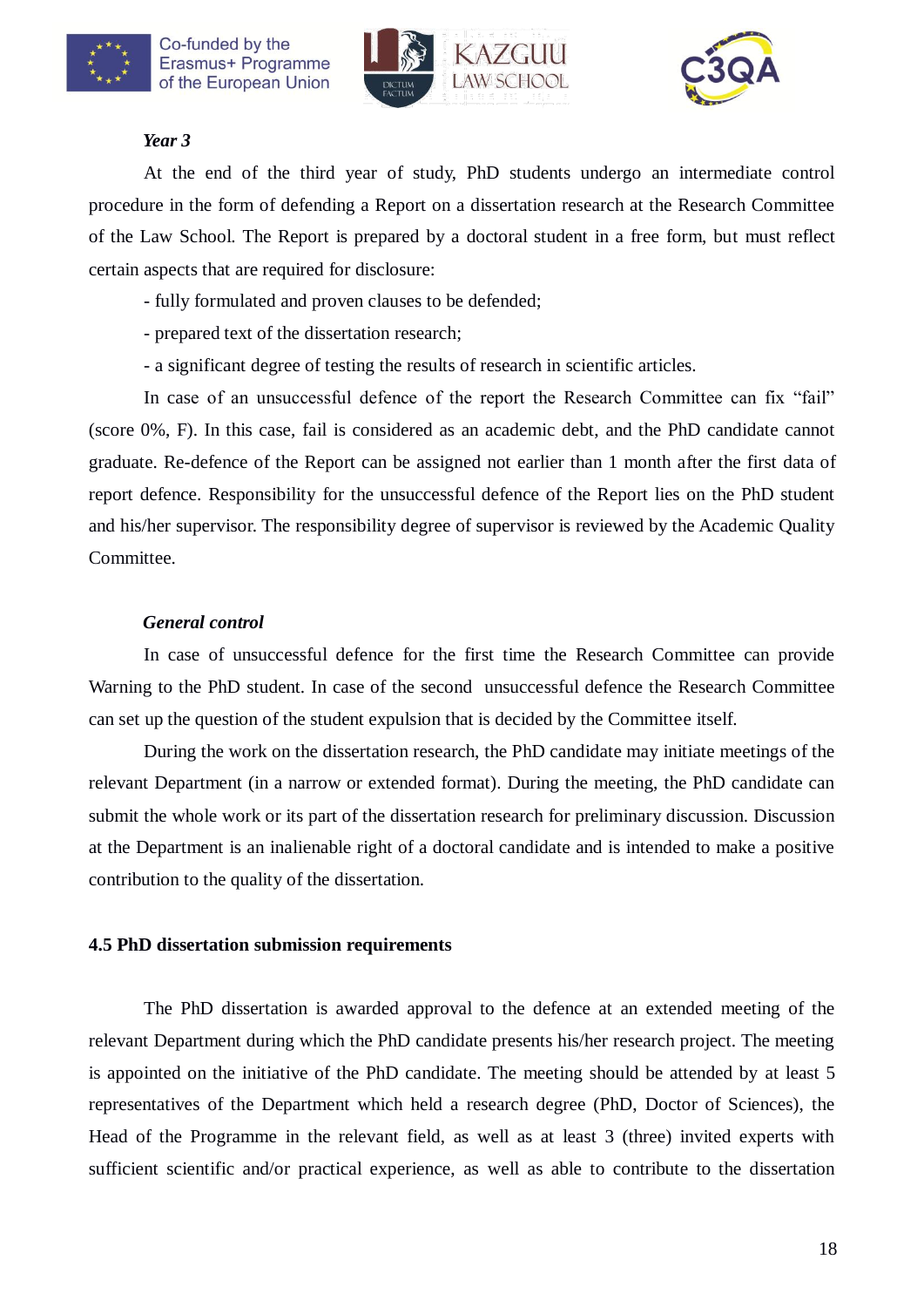***Year 3***

At the end of the third year of study, PhD students undergo an intermediate control procedure in the form of defending a Report on a dissertation research at the Research Committee of the Law School. The Report is prepared by a doctoral student in a free form, but must reflect certain aspects that are required for disclosure:

- fully formulated and proven clauses to be defended;
- prepared text of the dissertation research;
- a significant degree of testing the results of research in scientific articles.

In case of an unsuccessful defence of the report the Research Committee can fix “fail” (score 0%, F). In this case, fail is considered as an academic debt, and the PhD candidate cannot graduate. Re-defence of the Report can be assigned not earlier than 1 month after the first data of report defence. Responsibility for the unsuccessful defence of the Report lies on the PhD student and his/her supervisor. The responsibility degree of supervisor is reviewed by the Academic Quality Committee.

***General control***

In case of unsuccessful defence for the first time the Research Committee can provide Warning to the PhD student. In case of the second unsuccessful defence the Research Committee can set up the question of the student expulsion that is decided by the Committee itself.

During the work on the dissertation research, the PhD candidate may initiate meetings of the relevant Department (in a narrow or extended format). During the meeting, the PhD candidate can submit the whole work or its part of the dissertation research for preliminary discussion. Discussion at the Department is an inalienable right of a doctoral candidate and is intended to make a positive contribution to the quality of the dissertation.

**4.5 PhD dissertation submission requirements**

The PhD dissertation is awarded approval to the defence at an extended meeting of the relevant Department during which the PhD candidate presents his/her research project. The meeting is appointed on the initiative of the PhD candidate. The meeting should be attended by at least 5 representatives of the Department which held a research degree (PhD, Doctor of Sciences), the Head of the Programme in the relevant field, as well as at least 3 (three) invited experts with sufficient scientific and/or practical experience, as well as able to contribute to the dissertation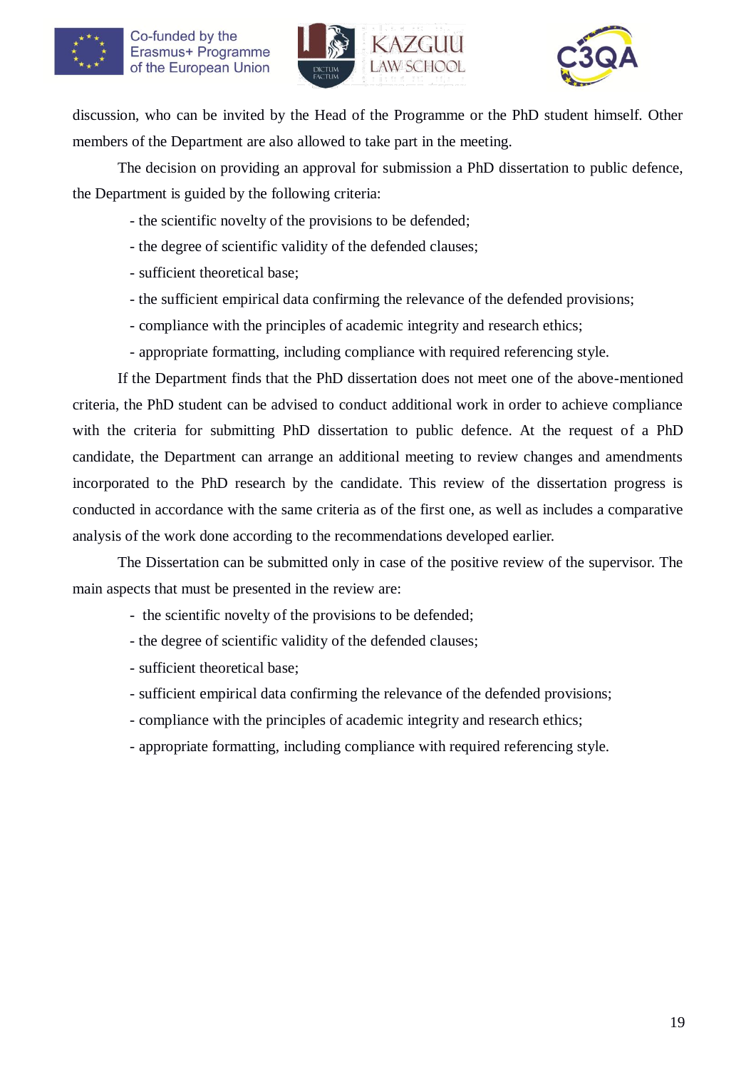discussion, who can be invited by the Head of the Programme or the PhD student himself. Other members of the Department are also allowed to take part in the meeting.

The decision on providing an approval for submission a PhD dissertation to public defence, the Department is guided by the following criteria:

- the scientific novelty of the provisions to be defended;
- the degree of scientific validity of the defended clauses;
- sufficient theoretical base;
- the sufficient empirical data confirming the relevance of the defended provisions;
- compliance with the principles of academic integrity and research ethics;
- appropriate formatting, including compliance with required referencing style.

If the Department finds that the PhD dissertation does not meet one of the above-mentioned criteria, the PhD student can be advised to conduct additional work in order to achieve compliance with the criteria for submitting PhD dissertation to public defence. At the request of a PhD candidate, the Department can arrange an additional meeting to review changes and amendments incorporated to the PhD research by the candidate. This review of the dissertation progress is conducted in accordance with the same criteria as of the first one, as well as includes a comparative analysis of the work done according to the recommendations developed earlier.

The Dissertation can be submitted only in case of the positive review of the supervisor. The main aspects that must be presented in the review are:

- the scientific novelty of the provisions to be defended;
- the degree of scientific validity of the defended clauses;
- sufficient theoretical base;
- sufficient empirical data confirming the relevance of the defended provisions;
- compliance with the principles of academic integrity and research ethics;
- appropriate formatting, including compliance with required referencing style.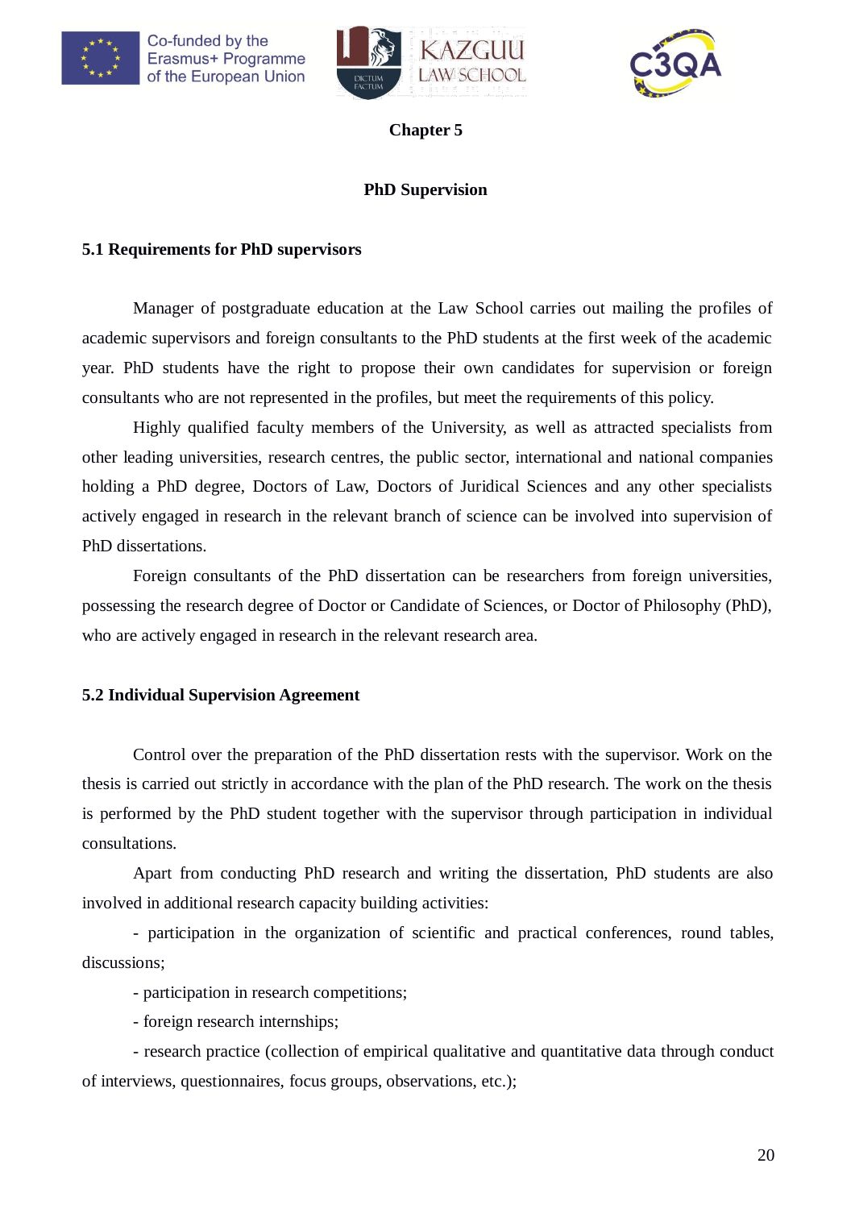# Chapter 5

## PhD Supervision

### 5.1 Requirements for PhD supervisors

Manager of postgraduate education at the Law School carries out mailing the profiles of academic supervisors and foreign consultants to the PhD students at the first week of the academic year. PhD students have the right to propose their own candidates for supervision or foreign consultants who are not represented in the profiles, but meet the requirements of this policy.

Highly qualified faculty members of the University, as well as attracted specialists from other leading universities, research centres, the public sector, international and national companies holding a PhD degree, Doctors of Law, Doctors of Juridical Sciences and any other specialists actively engaged in research in the relevant branch of science can be involved into supervision of PhD dissertations.

Foreign consultants of the PhD dissertation can be researchers from foreign universities, possessing the research degree of Doctor or Candidate of Sciences, or Doctor of Philosophy (PhD), who are actively engaged in research in the relevant research area.

### 5.2 Individual Supervision Agreement

Control over the preparation of the PhD dissertation rests with the supervisor. Work on the thesis is carried out strictly in accordance with the plan of the PhD research. The work on the thesis is performed by the PhD student together with the supervisor through participation in individual consultations.

Apart from conducting PhD research and writing the dissertation, PhD students are also involved in additional research capacity building activities:

- participation in the organization of scientific and practical conferences, round tables, discussions;
- participation in research competitions;
- foreign research internships;
- research practice (collection of empirical qualitative and quantitative data through conduct of interviews, questionnaires, focus groups, observations, etc.);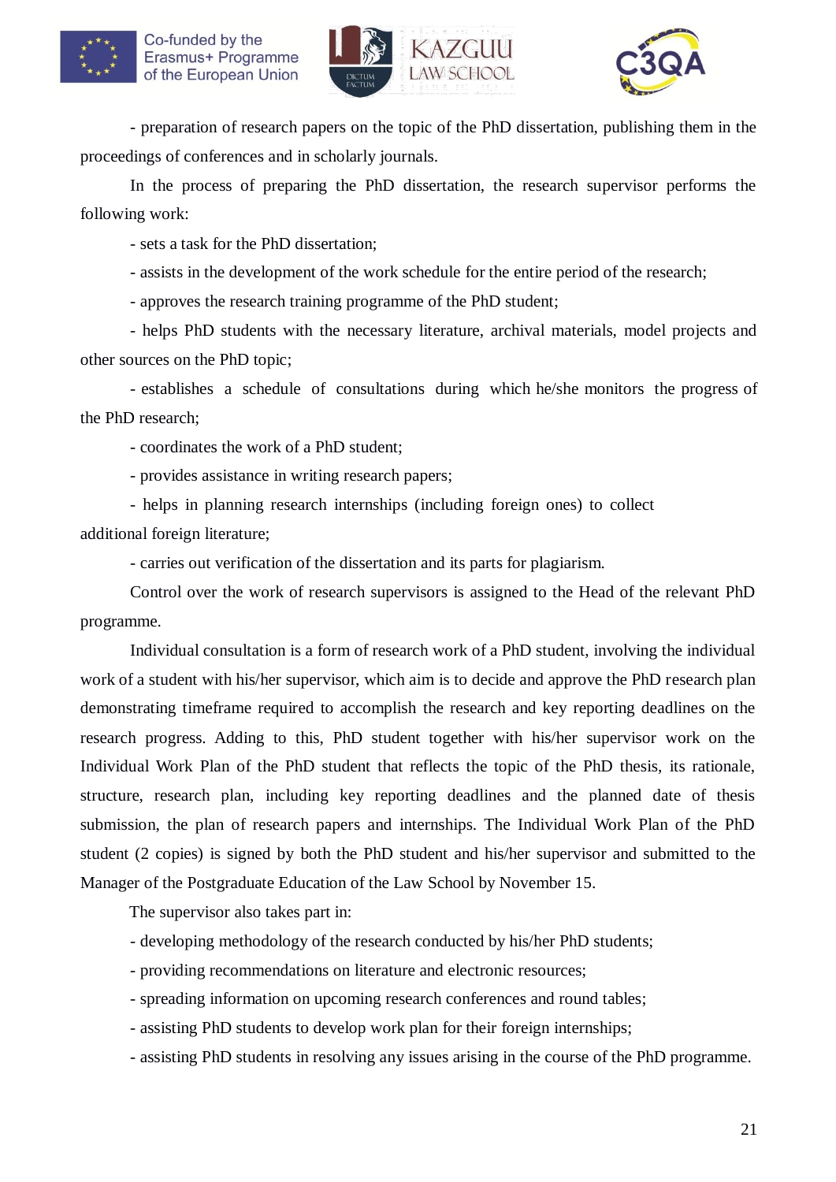- preparation of research papers on the topic of the PhD dissertation, publishing them in the proceedings of conferences and in scholarly journals.

In the process of preparing the PhD dissertation, the research supervisor performs the following work:

- sets a task for the PhD dissertation;
- assists in the development of the work schedule for the entire period of the research;
- approves the research training programme of the PhD student;
- helps PhD students with the necessary literature, archival materials, model projects and other sources on the PhD topic;
- establishes a schedule of consultations during which he/she monitors the progress of the PhD research;
- coordinates the work of a PhD student;
- provides assistance in writing research papers;
- helps in planning research internships (including foreign ones) to collect additional foreign literature;
- carries out verification of the dissertation and its parts for plagiarism.

Control over the work of research supervisors is assigned to the Head of the relevant PhD programme.

Individual consultation is a form of research work of a PhD student, involving the individual work of a student with his/her supervisor, which aim is to decide and approve the PhD research plan demonstrating timeframe required to accomplish the research and key reporting deadlines on the research progress. Adding to this, PhD student together with his/her supervisor work on the Individual Work Plan of the PhD student that reflects the topic of the PhD thesis, its rationale, structure, research plan, including key reporting deadlines and the planned date of thesis submission, the plan of research papers and internships. The Individual Work Plan of the PhD student (2 copies) is signed by both the PhD student and his/her supervisor and submitted to the Manager of the Postgraduate Education of the Law School by November 15.

The supervisor also takes part in:

- developing methodology of the research conducted by his/her PhD students;
- providing recommendations on literature and electronic resources;
- spreading information on upcoming research conferences and round tables;
- assisting PhD students to develop work plan for their foreign internships;
- assisting PhD students in resolving any issues arising in the course of the PhD programme.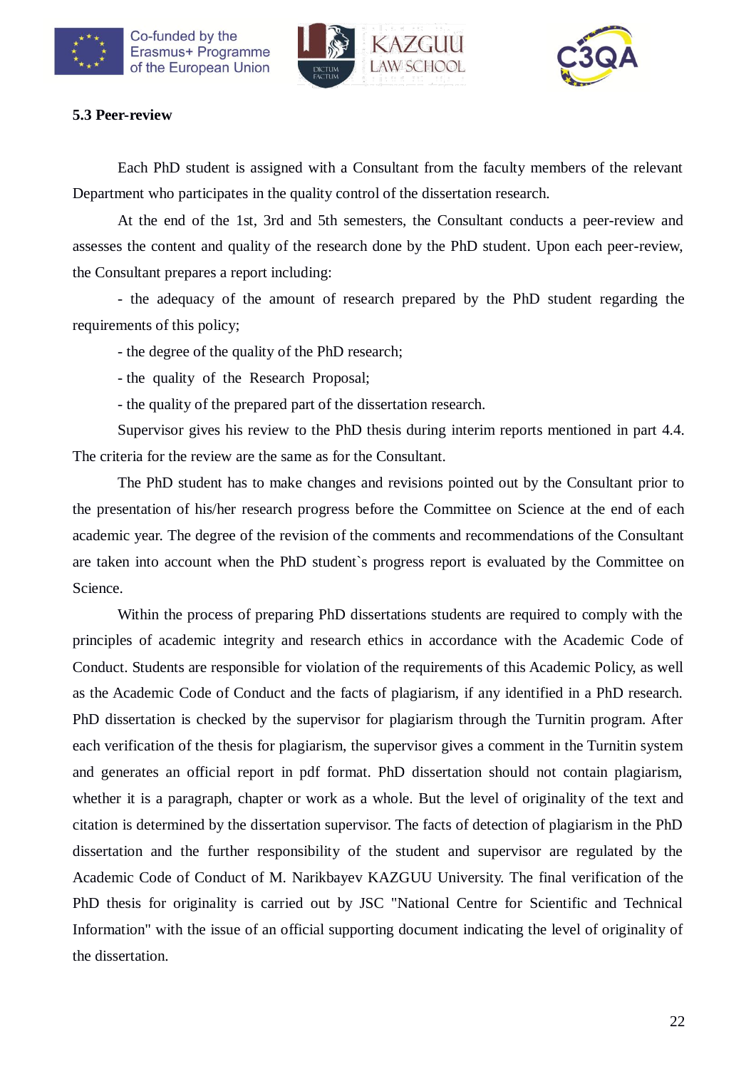### 5.3 Peer-review

Each PhD student is assigned with a Consultant from the faculty members of the relevant Department who participates in the quality control of the dissertation research.

At the end of the 1st, 3rd and 5th semesters, the Consultant conducts a peer-review and assesses the content and quality of the research done by the PhD student. Upon each peer-review, the Consultant prepares a report including:

- the adequacy of the amount of research prepared by the PhD student regarding the requirements of this policy;
- the degree of the quality of the PhD research;
- the quality of the Research Proposal;
- the quality of the prepared part of the dissertation research.

Supervisor gives his review to the PhD thesis during interim reports mentioned in part 4.4. The criteria for the review are the same as for the Consultant.

The PhD student has to make changes and revisions pointed out by the Consultant prior to the presentation of his/her research progress before the Committee on Science at the end of each academic year. The degree of the revision of the comments and recommendations of the Consultant are taken into account when the PhD student`s progress report is evaluated by the Committee on Science.

Within the process of preparing PhD dissertations students are required to comply with the principles of academic integrity and research ethics in accordance with the Academic Code of Conduct. Students are responsible for violation of the requirements of this Academic Policy, as well as the Academic Code of Conduct and the facts of plagiarism, if any identified in a PhD research. PhD dissertation is checked by the supervisor for plagiarism through the Turnitin program. After each verification of the thesis for plagiarism, the supervisor gives a comment in the Turnitin system and generates an official report in pdf format. PhD dissertation should not contain plagiarism, whether it is a paragraph, chapter or work as a whole. But the level of originality of the text and citation is determined by the dissertation supervisor. The facts of detection of plagiarism in the PhD dissertation and the further responsibility of the student and supervisor are regulated by the Academic Code of Conduct of M. Narikbayev KAZGUU University. The final verification of the PhD thesis for originality is carried out by JSC "National Centre for Scientific and Technical Information" with the issue of an official supporting document indicating the level of originality of the dissertation.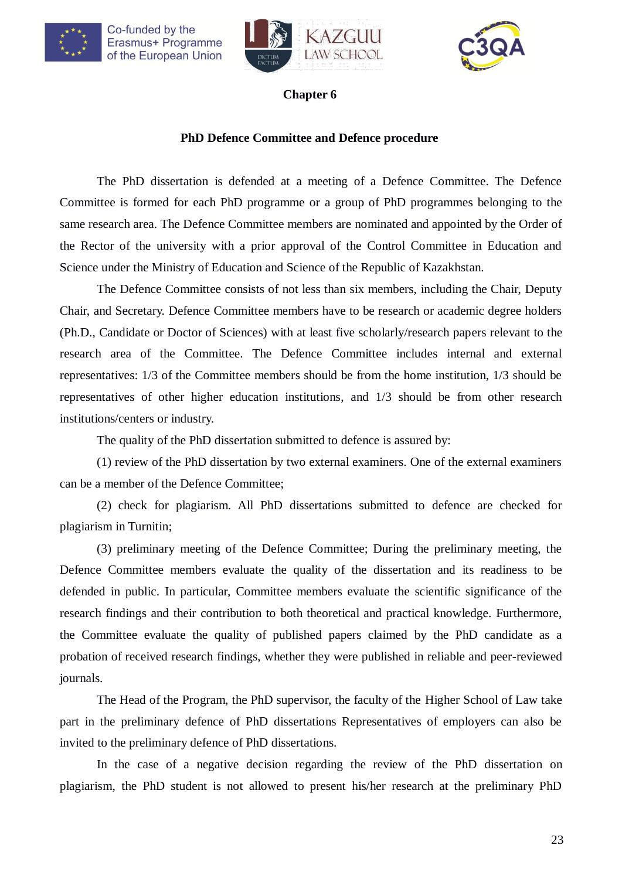## Chapter 6

### PhD Defence Committee and Defence procedure

The PhD dissertation is defended at a meeting of a Defence Committee. The Defence Committee is formed for each PhD programme or a group of PhD programmes belonging to the same research area. The Defence Committee members are nominated and appointed by the Order of the Rector of the university with a prior approval of the Control Committee in Education and Science under the Ministry of Education and Science of the Republic of Kazakhstan.

The Defence Committee consists of not less than six members, including the Chair, Deputy Chair, and Secretary. Defence Committee members have to be research or academic degree holders (Ph.D., Candidate or Doctor of Sciences) with at least five scholarly/research papers relevant to the research area of the Committee. The Defence Committee includes internal and external representatives: 1/3 of the Committee members should be from the home institution, 1/3 should be representatives of other higher education institutions, and 1/3 should be from other research institutions/centers or industry.

The quality of the PhD dissertation submitted to defence is assured by:

(1) review of the PhD dissertation by two external examiners. One of the external examiners can be a member of the Defence Committee;

(2) check for plagiarism. All PhD dissertations submitted to defence are checked for plagiarism in Turnitin;

(3) preliminary meeting of the Defence Committee; During the preliminary meeting, the Defence Committee members evaluate the quality of the dissertation and its readiness to be defended in public. In particular, Committee members evaluate the scientific significance of the research findings and their contribution to both theoretical and practical knowledge. Furthermore, the Committee evaluate the quality of published papers claimed by the PhD candidate as a probation of received research findings, whether they were published in reliable and peer-reviewed journals.

The Head of the Program, the PhD supervisor, the faculty of the Higher School of Law take part in the preliminary defence of PhD dissertations Representatives of employers can also be invited to the preliminary defence of PhD dissertations.

In the case of a negative decision regarding the review of the PhD dissertation on plagiarism, the PhD student is not allowed to present his/her research at the preliminary PhD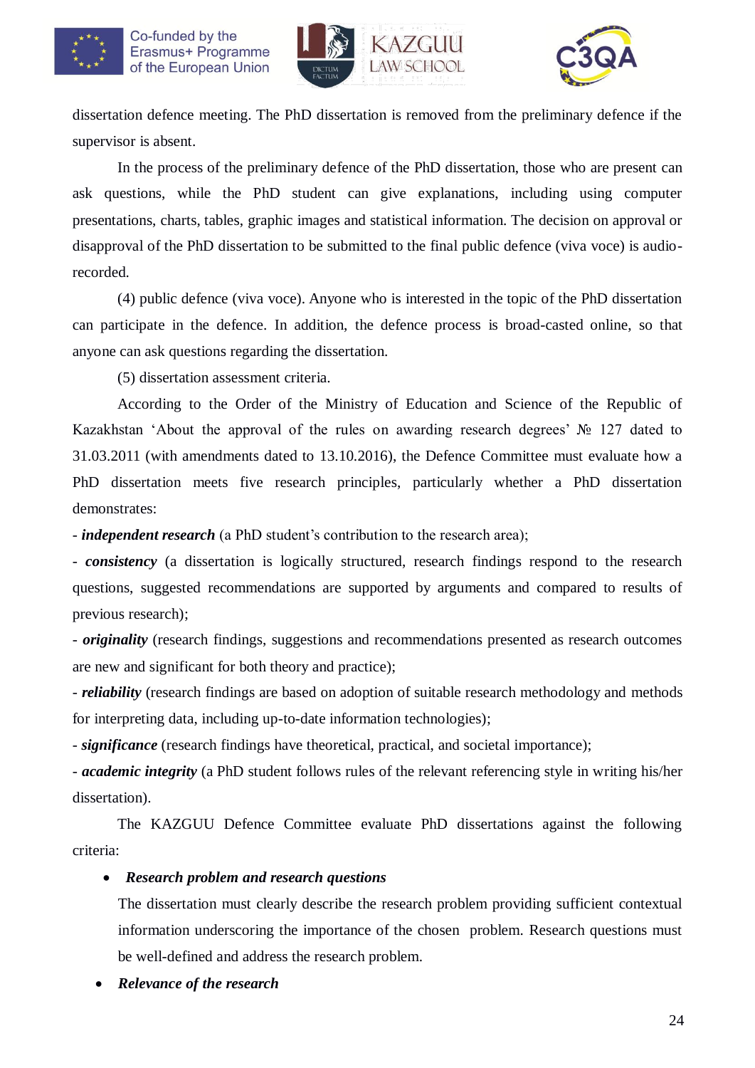dissertation defence meeting. The PhD dissertation is removed from the preliminary defence if the supervisor is absent.

In the process of the preliminary defence of the PhD dissertation, those who are present can ask questions, while the PhD student can give explanations, including using computer presentations, charts, tables, graphic images and statistical information. The decision on approval or disapproval of the PhD dissertation to be submitted to the final public defence (viva voce) is audio-recorded.

(4) public defence (viva voce). Anyone who is interested in the topic of the PhD dissertation can participate in the defence. In addition, the defence process is broad-casted online, so that anyone can ask questions regarding the dissertation.

(5) dissertation assessment criteria.

According to the Order of the Ministry of Education and Science of the Republic of Kazakhstan 'About the approval of the rules on awarding research degrees' № 127 dated to 31.03.2011 (with amendments dated to 13.10.2016), the Defence Committee must evaluate how a PhD dissertation meets five research principles, particularly whether a PhD dissertation demonstrates:

- ***independent research*** (a PhD student's contribution to the research area);
- ***consistency*** (a dissertation is logically structured, research findings respond to the research questions, suggested recommendations are supported by arguments and compared to results of previous research);
- ***originality*** (research findings, suggestions and recommendations presented as research outcomes are new and significant for both theory and practice);
- ***reliability*** (research findings are based on adoption of suitable research methodology and methods for interpreting data, including up-to-date information technologies);
- ***significance*** (research findings have theoretical, practical, and societal importance);
- ***academic integrity*** (a PhD student follows rules of the relevant referencing style in writing his/her dissertation).

The KAZGUU Defence Committee evaluate PhD dissertations against the following criteria:

- ***Research problem and research questions***

  The dissertation must clearly describe the research problem providing sufficient contextual information underscoring the importance of the chosen problem. Research questions must be well-defined and address the research problem.

- ***Relevance of the research***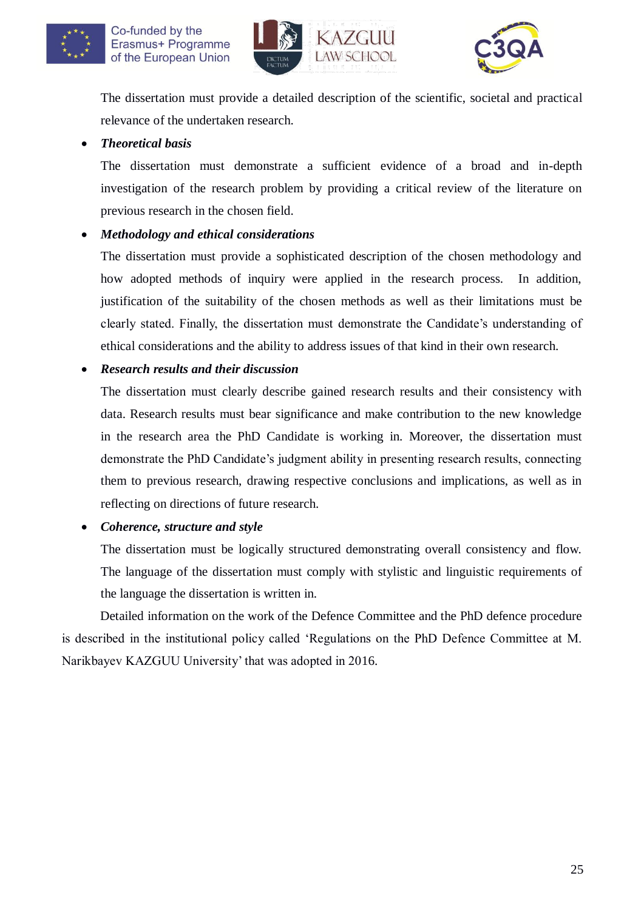The dissertation must provide a detailed description of the scientific, societal and practical relevance of the undertaken research.

- ***Theoretical basis***

  The dissertation must demonstrate a sufficient evidence of a broad and in-depth investigation of the research problem by providing a critical review of the literature on previous research in the chosen field.

- ***Methodology and ethical considerations***

  The dissertation must provide a sophisticated description of the chosen methodology and how adopted methods of inquiry were applied in the research process. In addition, justification of the suitability of the chosen methods as well as their limitations must be clearly stated. Finally, the dissertation must demonstrate the Candidate's understanding of ethical considerations and the ability to address issues of that kind in their own research.

- ***Research results and their discussion***

  The dissertation must clearly describe gained research results and their consistency with data. Research results must bear significance and make contribution to the new knowledge in the research area the PhD Candidate is working in. Moreover, the dissertation must demonstrate the PhD Candidate's judgment ability in presenting research results, connecting them to previous research, drawing respective conclusions and implications, as well as in reflecting on directions of future research.

- ***Coherence, structure and style***

  The dissertation must be logically structured demonstrating overall consistency and flow. The language of the dissertation must comply with stylistic and linguistic requirements of the language the dissertation is written in.

Detailed information on the work of the Defence Committee and the PhD defence procedure is described in the institutional policy called 'Regulations on the PhD Defence Committee at M. Narikbayev KAZGUU University' that was adopted in 2016.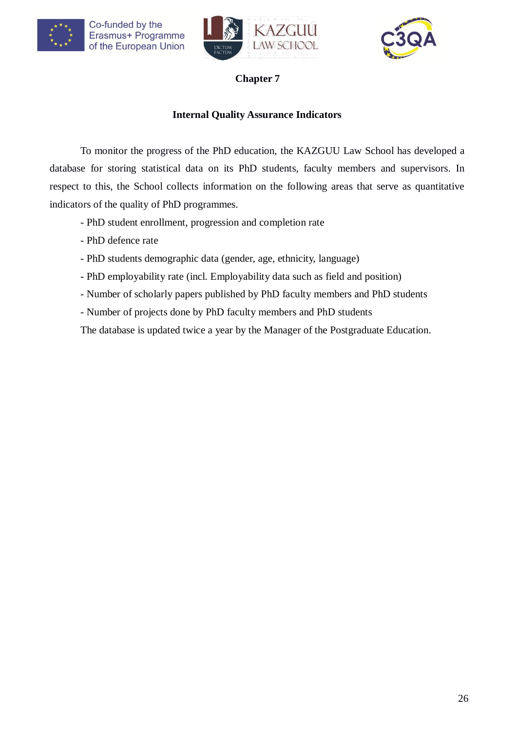## Chapter 7

### Internal Quality Assurance Indicators

To monitor the progress of the PhD education, the KAZGUU Law School has developed a database for storing statistical data on its PhD students, faculty members and supervisors. In respect to this, the School collects information on the following areas that serve as quantitative indicators of the quality of PhD programmes.

- PhD student enrollment, progression and completion rate
- PhD defence rate
- PhD students demographic data (gender, age, ethnicity, language)
- PhD employability rate (incl. Employability data such as field and position)
- Number of scholarly papers published by PhD faculty members and PhD students
- Number of projects done by PhD faculty members and PhD students

The database is updated twice a year by the Manager of the Postgraduate Education.